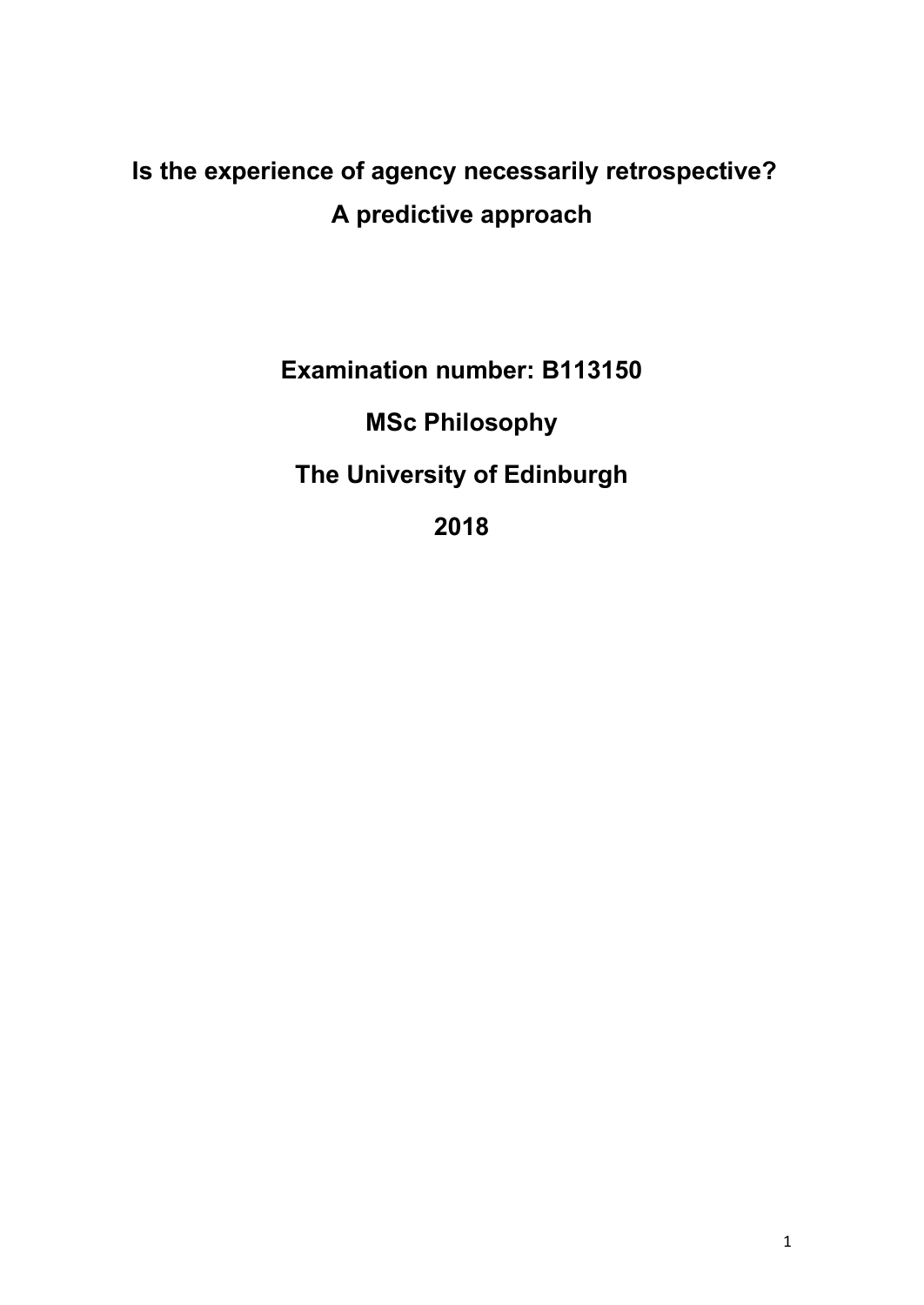# Is the experience of agency necessarily retrospective?
# A predictive approach

**Examination number: B113150**

**MSc Philosophy**

**The University of Edinburgh**

**2018**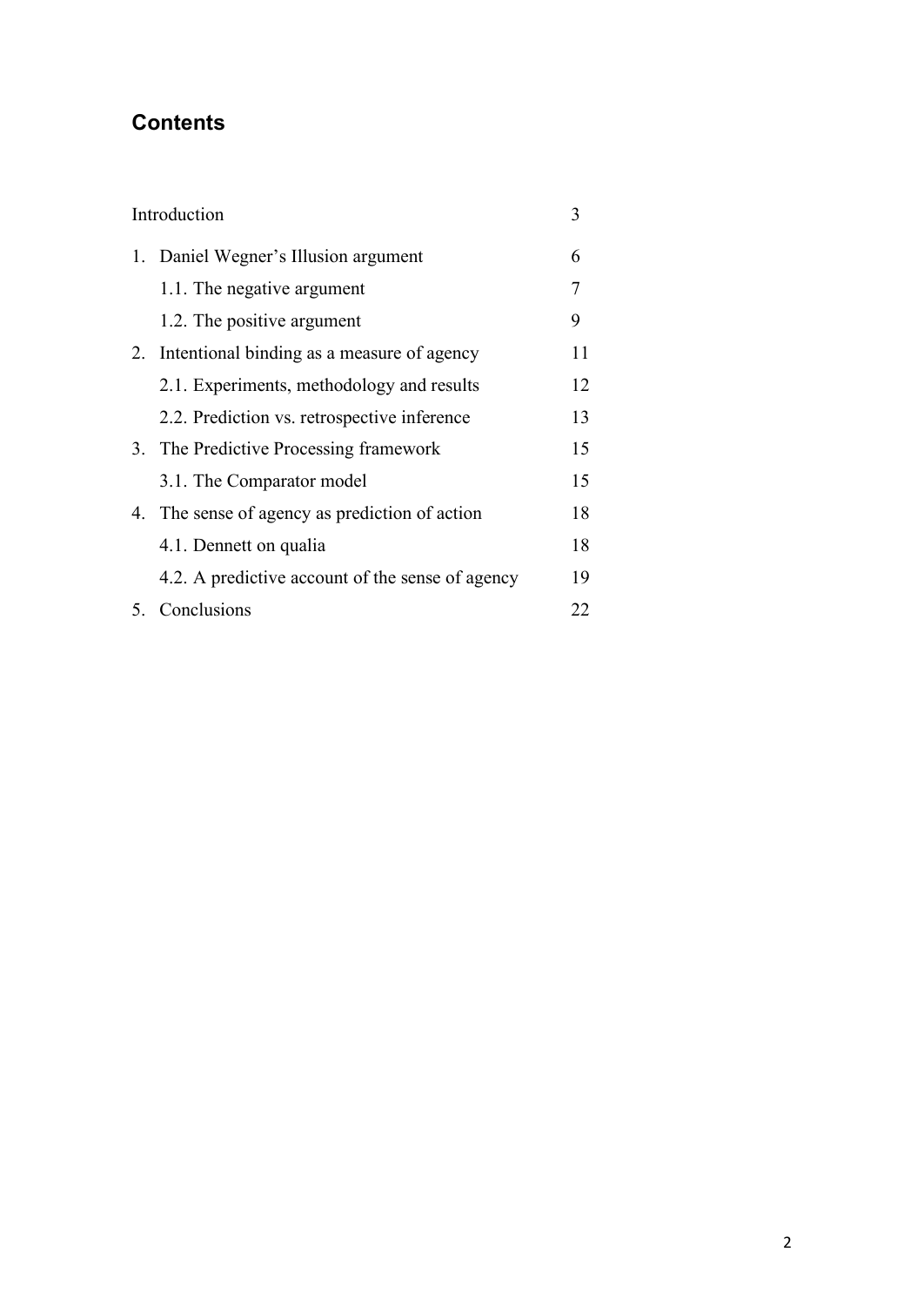## Contents

| | |
|---|---|
| Introduction | 3 |
| 1. Daniel Wegner's Illusion argument | 6 |
| 1.1. The negative argument | 7 |
| 1.2. The positive argument | 9 |
| 2. Intentional binding as a measure of agency | 11 |
| 2.1. Experiments, methodology and results | 12 |
| 2.2. Prediction vs. retrospective inference | 13 |
| 3. The Predictive Processing framework | 15 |
| 3.1. The Comparator model | 15 |
| 4. The sense of agency as prediction of action | 18 |
| 4.1. Dennett on qualia | 18 |
| 4.2. A predictive account of the sense of agency | 19 |
| 5. Conclusions | 22 |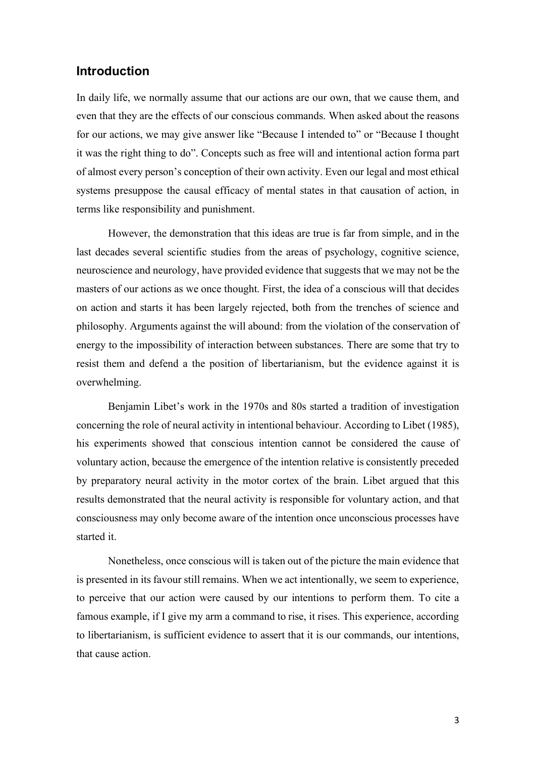## Introduction

In daily life, we normally assume that our actions are our own, that we cause them, and even that they are the effects of our conscious commands. When asked about the reasons for our actions, we may give answer like "Because I intended to" or "Because I thought it was the right thing to do". Concepts such as free will and intentional action forma part of almost every person's conception of their own activity. Even our legal and most ethical systems presuppose the causal efficacy of mental states in that causation of action, in terms like responsibility and punishment.

However, the demonstration that this ideas are true is far from simple, and in the last decades several scientific studies from the areas of psychology, cognitive science, neuroscience and neurology, have provided evidence that suggests that we may not be the masters of our actions as we once thought. First, the idea of a conscious will that decides on action and starts it has been largely rejected, both from the trenches of science and philosophy. Arguments against the will abound: from the violation of the conservation of energy to the impossibility of interaction between substances. There are some that try to resist them and defend a the position of libertarianism, but the evidence against it is overwhelming.

Benjamin Libet's work in the 1970s and 80s started a tradition of investigation concerning the role of neural activity in intentional behaviour. According to Libet (1985), his experiments showed that conscious intention cannot be considered the cause of voluntary action, because the emergence of the intention relative is consistently preceded by preparatory neural activity in the motor cortex of the brain. Libet argued that this results demonstrated that the neural activity is responsible for voluntary action, and that consciousness may only become aware of the intention once unconscious processes have started it.

Nonetheless, once conscious will is taken out of the picture the main evidence that is presented in its favour still remains. When we act intentionally, we seem to experience, to perceive that our action were caused by our intentions to perform them. To cite a famous example, if I give my arm a command to rise, it rises. This experience, according to libertarianism, is sufficient evidence to assert that it is our commands, our intentions, that cause action.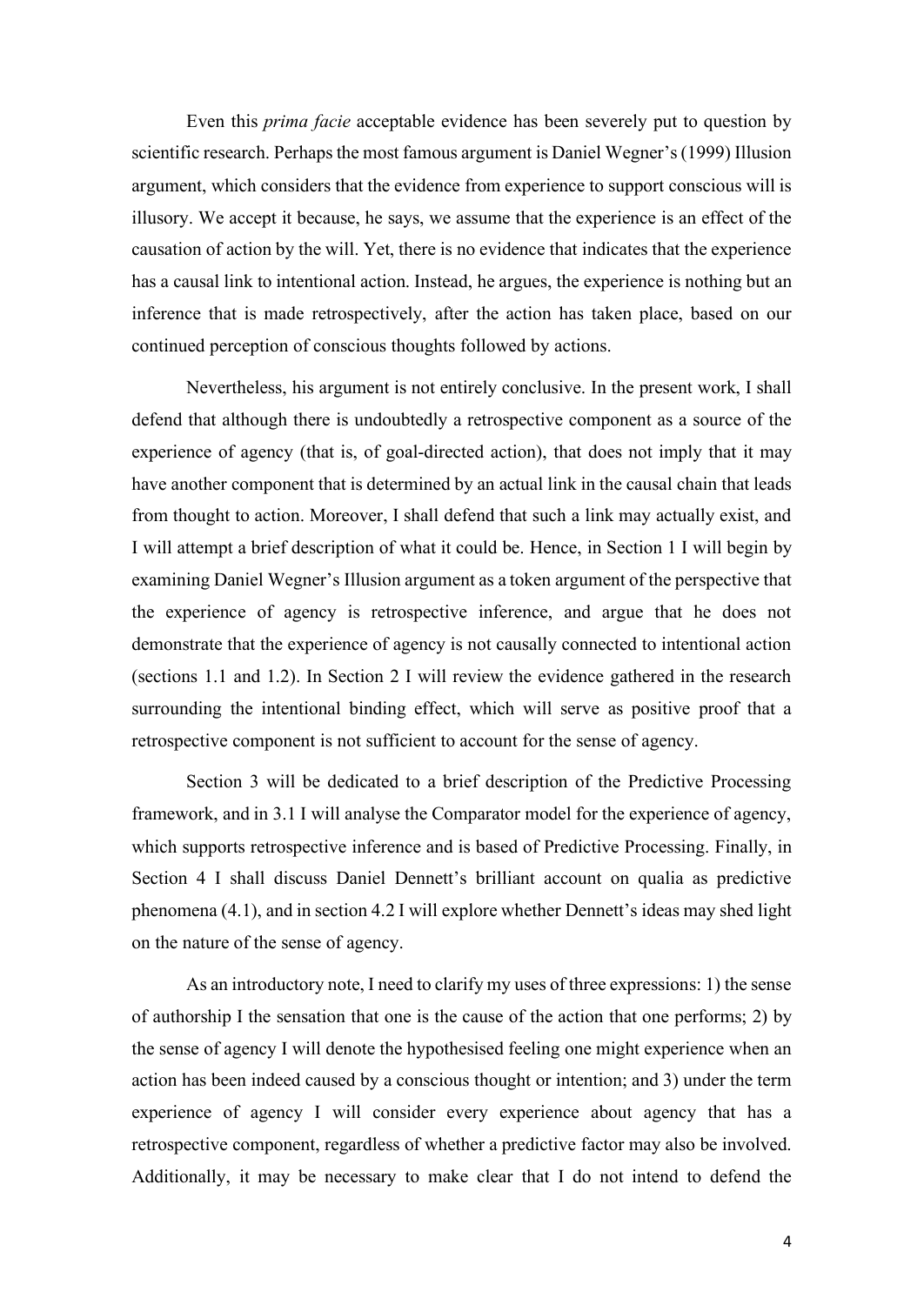Even this *prima facie* acceptable evidence has been severely put to question by scientific research. Perhaps the most famous argument is Daniel Wegner's (1999) Illusion argument, which considers that the evidence from experience to support conscious will is illusory. We accept it because, he says, we assume that the experience is an effect of the causation of action by the will. Yet, there is no evidence that indicates that the experience has a causal link to intentional action. Instead, he argues, the experience is nothing but an inference that is made retrospectively, after the action has taken place, based on our continued perception of conscious thoughts followed by actions.

Nevertheless, his argument is not entirely conclusive. In the present work, I shall defend that although there is undoubtedly a retrospective component as a source of the experience of agency (that is, of goal-directed action), that does not imply that it may have another component that is determined by an actual link in the causal chain that leads from thought to action. Moreover, I shall defend that such a link may actually exist, and I will attempt a brief description of what it could be. Hence, in Section 1 I will begin by examining Daniel Wegner's Illusion argument as a token argument of the perspective that the experience of agency is retrospective inference, and argue that he does not demonstrate that the experience of agency is not causally connected to intentional action (sections 1.1 and 1.2). In Section 2 I will review the evidence gathered in the research surrounding the intentional binding effect, which will serve as positive proof that a retrospective component is not sufficient to account for the sense of agency.

Section 3 will be dedicated to a brief description of the Predictive Processing framework, and in 3.1 I will analyse the Comparator model for the experience of agency, which supports retrospective inference and is based of Predictive Processing. Finally, in Section 4 I shall discuss Daniel Dennett's brilliant account on qualia as predictive phenomena (4.1), and in section 4.2 I will explore whether Dennett's ideas may shed light on the nature of the sense of agency.

As an introductory note, I need to clarify my uses of three expressions: 1) the sense of authorship I the sensation that one is the cause of the action that one performs; 2) by the sense of agency I will denote the hypothesised feeling one might experience when an action has been indeed caused by a conscious thought or intention; and 3) under the term experience of agency I will consider every experience about agency that has a retrospective component, regardless of whether a predictive factor may also be involved. Additionally, it may be necessary to make clear that I do not intend to defend the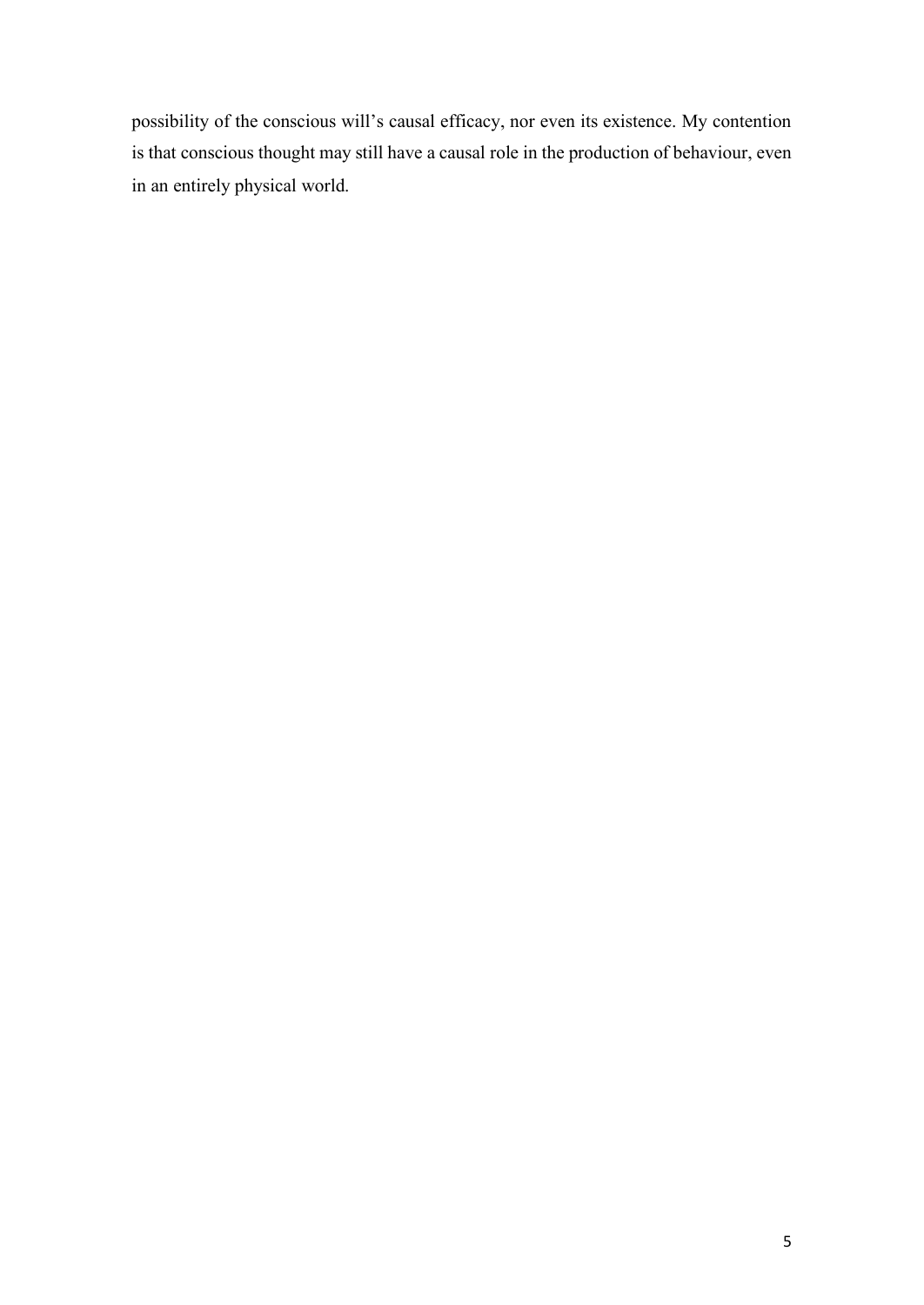possibility of the conscious will's causal efficacy, nor even its existence. My contention is that conscious thought may still have a causal role in the production of behaviour, even in an entirely physical world.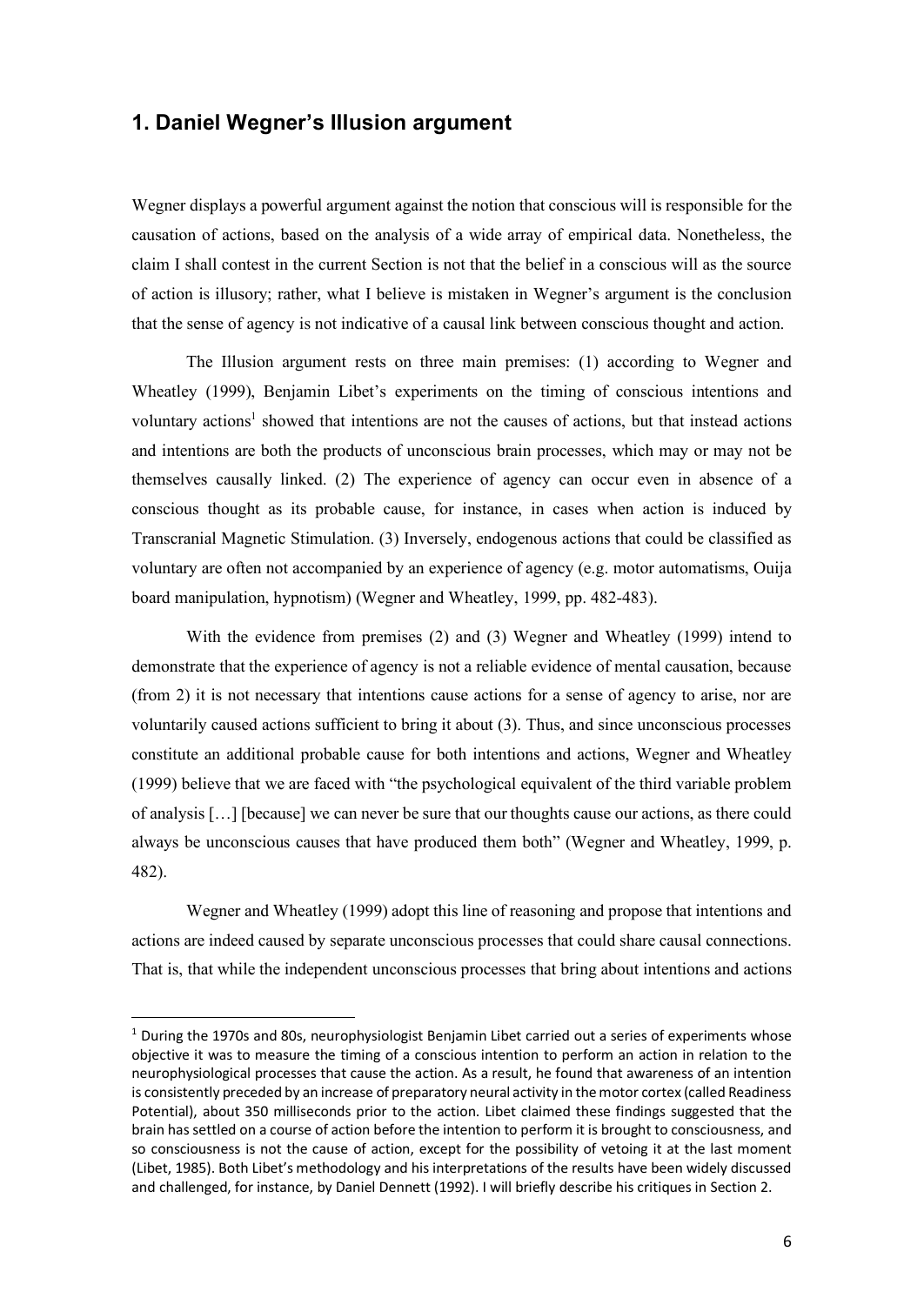## 1. Daniel Wegner's Illusion argument

Wegner displays a powerful argument against the notion that conscious will is responsible for the causation of actions, based on the analysis of a wide array of empirical data. Nonetheless, the claim I shall contest in the current Section is not that the belief in a conscious will as the source of action is illusory; rather, what I believe is mistaken in Wegner's argument is the conclusion that the sense of agency is not indicative of a causal link between conscious thought and action.

The Illusion argument rests on three main premises: (1) according to Wegner and Wheatley (1999), Benjamin Libet's experiments on the timing of conscious intentions and voluntary actions[1] showed that intentions are not the causes of actions, but that instead actions and intentions are both the products of unconscious brain processes, which may or may not be themselves causally linked. (2) The experience of agency can occur even in absence of a conscious thought as its probable cause, for instance, in cases when action is induced by Transcranial Magnetic Stimulation. (3) Inversely, endogenous actions that could be classified as voluntary are often not accompanied by an experience of agency (e.g. motor automatisms, Ouija board manipulation, hypnotism) (Wegner and Wheatley, 1999, pp. 482-483).

With the evidence from premises (2) and (3) Wegner and Wheatley (1999) intend to demonstrate that the experience of agency is not a reliable evidence of mental causation, because (from 2) it is not necessary that intentions cause actions for a sense of agency to arise, nor are voluntarily caused actions sufficient to bring it about (3). Thus, and since unconscious processes constitute an additional probable cause for both intentions and actions, Wegner and Wheatley (1999) believe that we are faced with "the psychological equivalent of the third variable problem of analysis […] [because] we can never be sure that our thoughts cause our actions, as there could always be unconscious causes that have produced them both" (Wegner and Wheatley, 1999, p. 482).

Wegner and Wheatley (1999) adopt this line of reasoning and propose that intentions and actions are indeed caused by separate unconscious processes that could share causal connections. That is, that while the independent unconscious processes that bring about intentions and actions

[1] During the 1970s and 80s, neurophysiologist Benjamin Libet carried out a series of experiments whose objective it was to measure the timing of a conscious intention to perform an action in relation to the neurophysiological processes that cause the action. As a result, he found that awareness of an intention is consistently preceded by an increase of preparatory neural activity in the motor cortex (called Readiness Potential), about 350 milliseconds prior to the action. Libet claimed these findings suggested that the brain has settled on a course of action before the intention to perform it is brought to consciousness, and so consciousness is not the cause of action, except for the possibility of vetoing it at the last moment (Libet, 1985). Both Libet's methodology and his interpretations of the results have been widely discussed and challenged, for instance, by Daniel Dennett (1992). I will briefly describe his critiques in Section 2.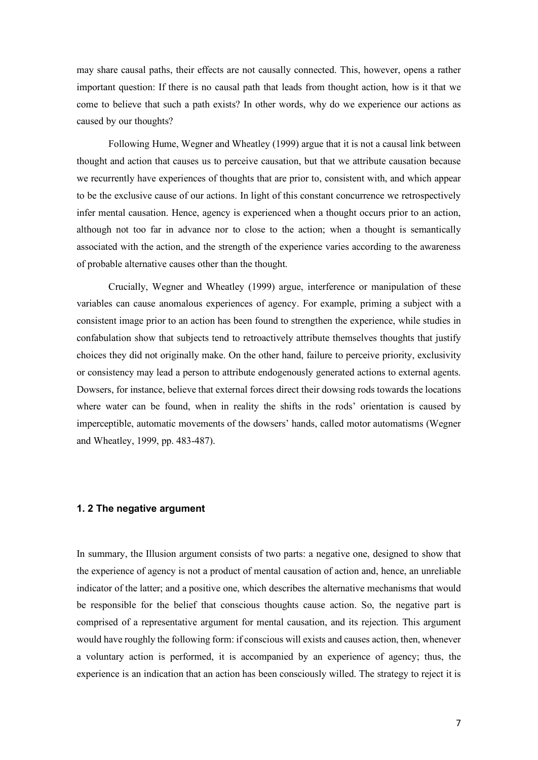may share causal paths, their effects are not causally connected. This, however, opens a rather important question: If there is no causal path that leads from thought action, how is it that we come to believe that such a path exists? In other words, why do we experience our actions as caused by our thoughts?

Following Hume, Wegner and Wheatley (1999) argue that it is not a causal link between thought and action that causes us to perceive causation, but that we attribute causation because we recurrently have experiences of thoughts that are prior to, consistent with, and which appear to be the exclusive cause of our actions. In light of this constant concurrence we retrospectively infer mental causation. Hence, agency is experienced when a thought occurs prior to an action, although not too far in advance nor to close to the action; when a thought is semantically associated with the action, and the strength of the experience varies according to the awareness of probable alternative causes other than the thought.

Crucially, Wegner and Wheatley (1999) argue, interference or manipulation of these variables can cause anomalous experiences of agency. For example, priming a subject with a consistent image prior to an action has been found to strengthen the experience, while studies in confabulation show that subjects tend to retroactively attribute themselves thoughts that justify choices they did not originally make. On the other hand, failure to perceive priority, exclusivity or consistency may lead a person to attribute endogenously generated actions to external agents. Dowsers, for instance, believe that external forces direct their dowsing rods towards the locations where water can be found, when in reality the shifts in the rods' orientation is caused by imperceptible, automatic movements of the dowsers' hands, called motor automatisms (Wegner and Wheatley, 1999, pp. 483-487).

### 1. 2 The negative argument

In summary, the Illusion argument consists of two parts: a negative one, designed to show that the experience of agency is not a product of mental causation of action and, hence, an unreliable indicator of the latter; and a positive one, which describes the alternative mechanisms that would be responsible for the belief that conscious thoughts cause action. So, the negative part is comprised of a representative argument for mental causation, and its rejection. This argument would have roughly the following form: if conscious will exists and causes action, then, whenever a voluntary action is performed, it is accompanied by an experience of agency; thus, the experience is an indication that an action has been consciously willed. The strategy to reject it is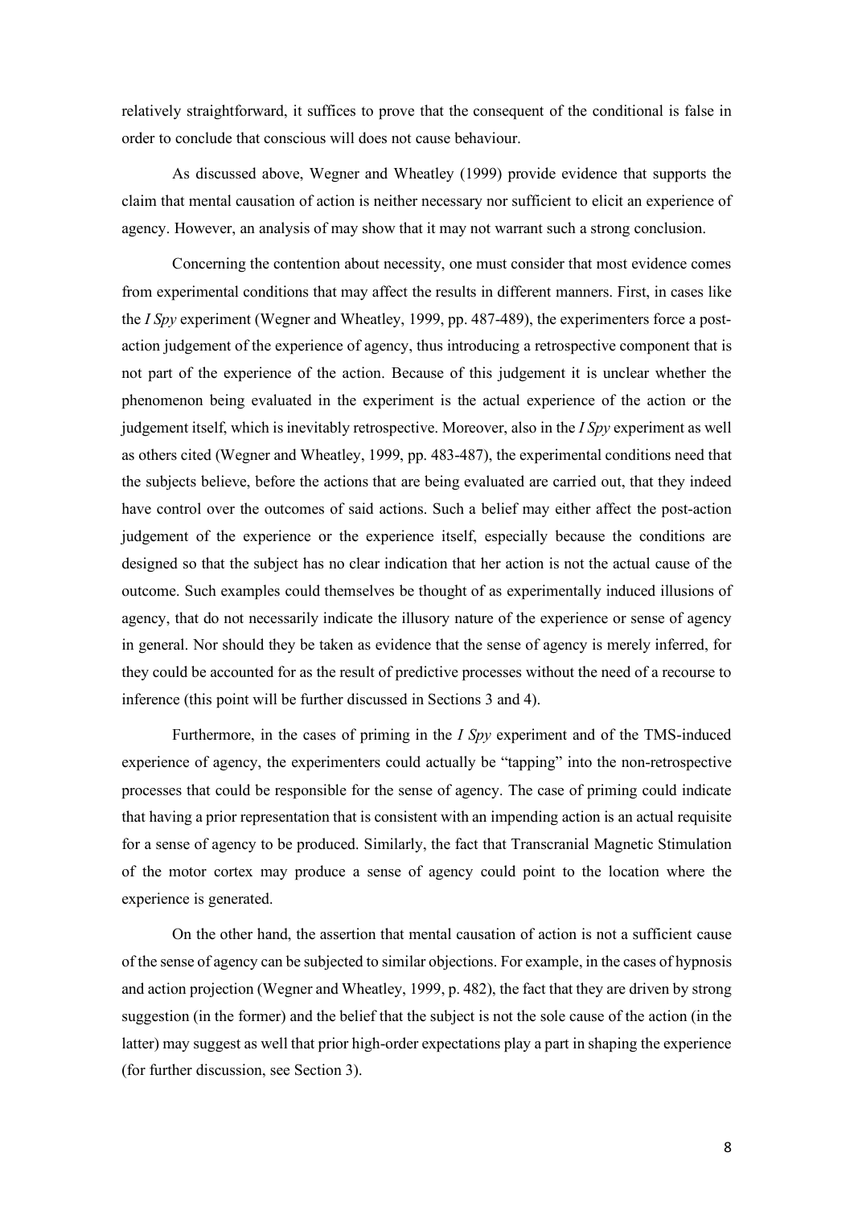relatively straightforward, it suffices to prove that the consequent of the conditional is false in order to conclude that conscious will does not cause behaviour.

As discussed above, Wegner and Wheatley (1999) provide evidence that supports the claim that mental causation of action is neither necessary nor sufficient to elicit an experience of agency. However, an analysis of may show that it may not warrant such a strong conclusion.

Concerning the contention about necessity, one must consider that most evidence comes from experimental conditions that may affect the results in different manners. First, in cases like the *I Spy* experiment (Wegner and Wheatley, 1999, pp. 487-489), the experimenters force a post-action judgement of the experience of agency, thus introducing a retrospective component that is not part of the experience of the action. Because of this judgement it is unclear whether the phenomenon being evaluated in the experiment is the actual experience of the action or the judgement itself, which is inevitably retrospective. Moreover, also in the *I Spy* experiment as well as others cited (Wegner and Wheatley, 1999, pp. 483-487), the experimental conditions need that the subjects believe, before the actions that are being evaluated are carried out, that they indeed have control over the outcomes of said actions. Such a belief may either affect the post-action judgement of the experience or the experience itself, especially because the conditions are designed so that the subject has no clear indication that her action is not the actual cause of the outcome. Such examples could themselves be thought of as experimentally induced illusions of agency, that do not necessarily indicate the illusory nature of the experience or sense of agency in general. Nor should they be taken as evidence that the sense of agency is merely inferred, for they could be accounted for as the result of predictive processes without the need of a recourse to inference (this point will be further discussed in Sections 3 and 4).

Furthermore, in the cases of priming in the *I Spy* experiment and of the TMS-induced experience of agency, the experimenters could actually be "tapping" into the non-retrospective processes that could be responsible for the sense of agency. The case of priming could indicate that having a prior representation that is consistent with an impending action is an actual requisite for a sense of agency to be produced. Similarly, the fact that Transcranial Magnetic Stimulation of the motor cortex may produce a sense of agency could point to the location where the experience is generated.

On the other hand, the assertion that mental causation of action is not a sufficient cause of the sense of agency can be subjected to similar objections. For example, in the cases of hypnosis and action projection (Wegner and Wheatley, 1999, p. 482), the fact that they are driven by strong suggestion (in the former) and the belief that the subject is not the sole cause of the action (in the latter) may suggest as well that prior high-order expectations play a part in shaping the experience (for further discussion, see Section 3).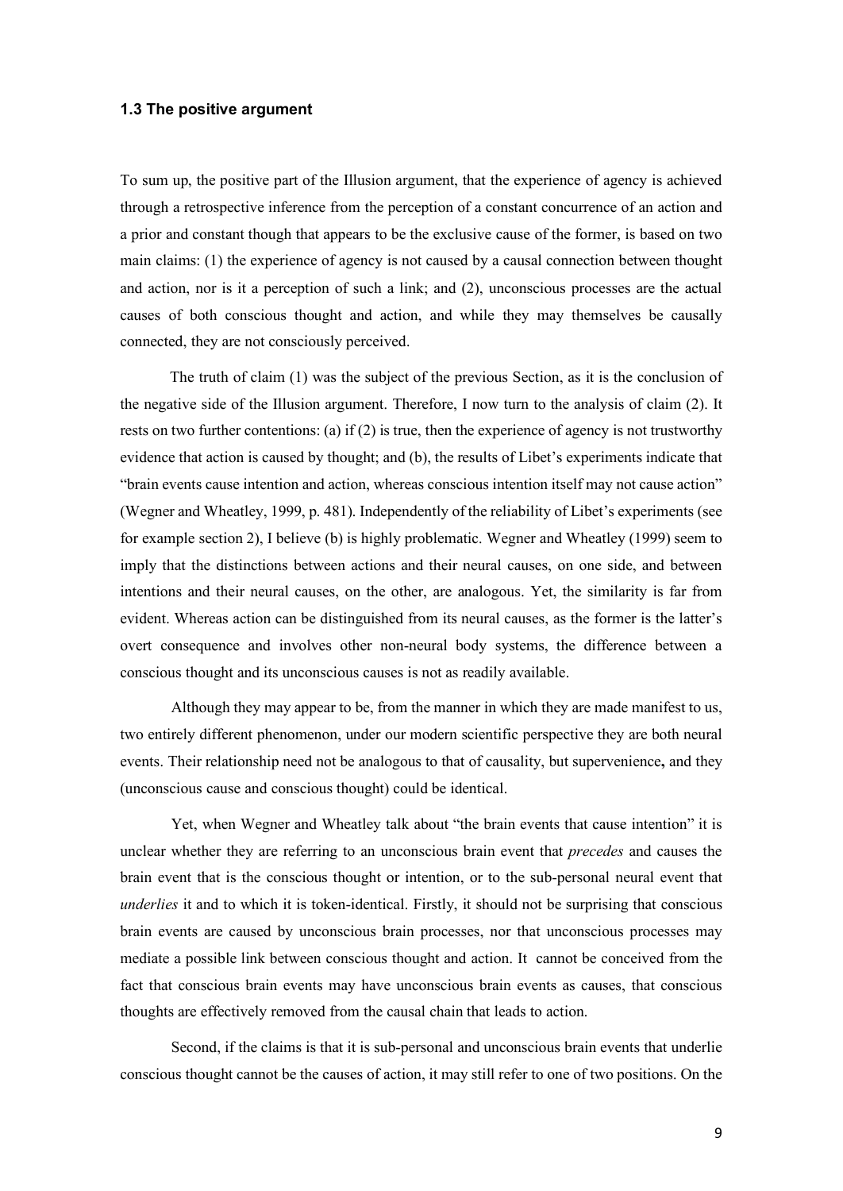### 1.3 The positive argument

To sum up, the positive part of the Illusion argument, that the experience of agency is achieved through a retrospective inference from the perception of a constant concurrence of an action and a prior and constant though that appears to be the exclusive cause of the former, is based on two main claims: (1) the experience of agency is not caused by a causal connection between thought and action, nor is it a perception of such a link; and (2), unconscious processes are the actual causes of both conscious thought and action, and while they may themselves be causally connected, they are not consciously perceived.

The truth of claim (1) was the subject of the previous Section, as it is the conclusion of the negative side of the Illusion argument. Therefore, I now turn to the analysis of claim (2). It rests on two further contentions: (a) if (2) is true, then the experience of agency is not trustworthy evidence that action is caused by thought; and (b), the results of Libet's experiments indicate that "brain events cause intention and action, whereas conscious intention itself may not cause action" (Wegner and Wheatley, 1999, p. 481). Independently of the reliability of Libet's experiments (see for example section 2), I believe (b) is highly problematic. Wegner and Wheatley (1999) seem to imply that the distinctions between actions and their neural causes, on one side, and between intentions and their neural causes, on the other, are analogous. Yet, the similarity is far from evident. Whereas action can be distinguished from its neural causes, as the former is the latter's overt consequence and involves other non-neural body systems, the difference between a conscious thought and its unconscious causes is not as readily available.

Although they may appear to be, from the manner in which they are made manifest to us, two entirely different phenomenon, under our modern scientific perspective they are both neural events. Their relationship need not be analogous to that of causality, but supervenience**,** and they (unconscious cause and conscious thought) could be identical.

Yet, when Wegner and Wheatley talk about "the brain events that cause intention" it is unclear whether they are referring to an unconscious brain event that *precedes* and causes the brain event that is the conscious thought or intention, or to the sub-personal neural event that *underlies* it and to which it is token-identical. Firstly, it should not be surprising that conscious brain events are caused by unconscious brain processes, nor that unconscious processes may mediate a possible link between conscious thought and action. It cannot be conceived from the fact that conscious brain events may have unconscious brain events as causes, that conscious thoughts are effectively removed from the causal chain that leads to action.

Second, if the claims is that it is sub-personal and unconscious brain events that underlie conscious thought cannot be the causes of action, it may still refer to one of two positions. On the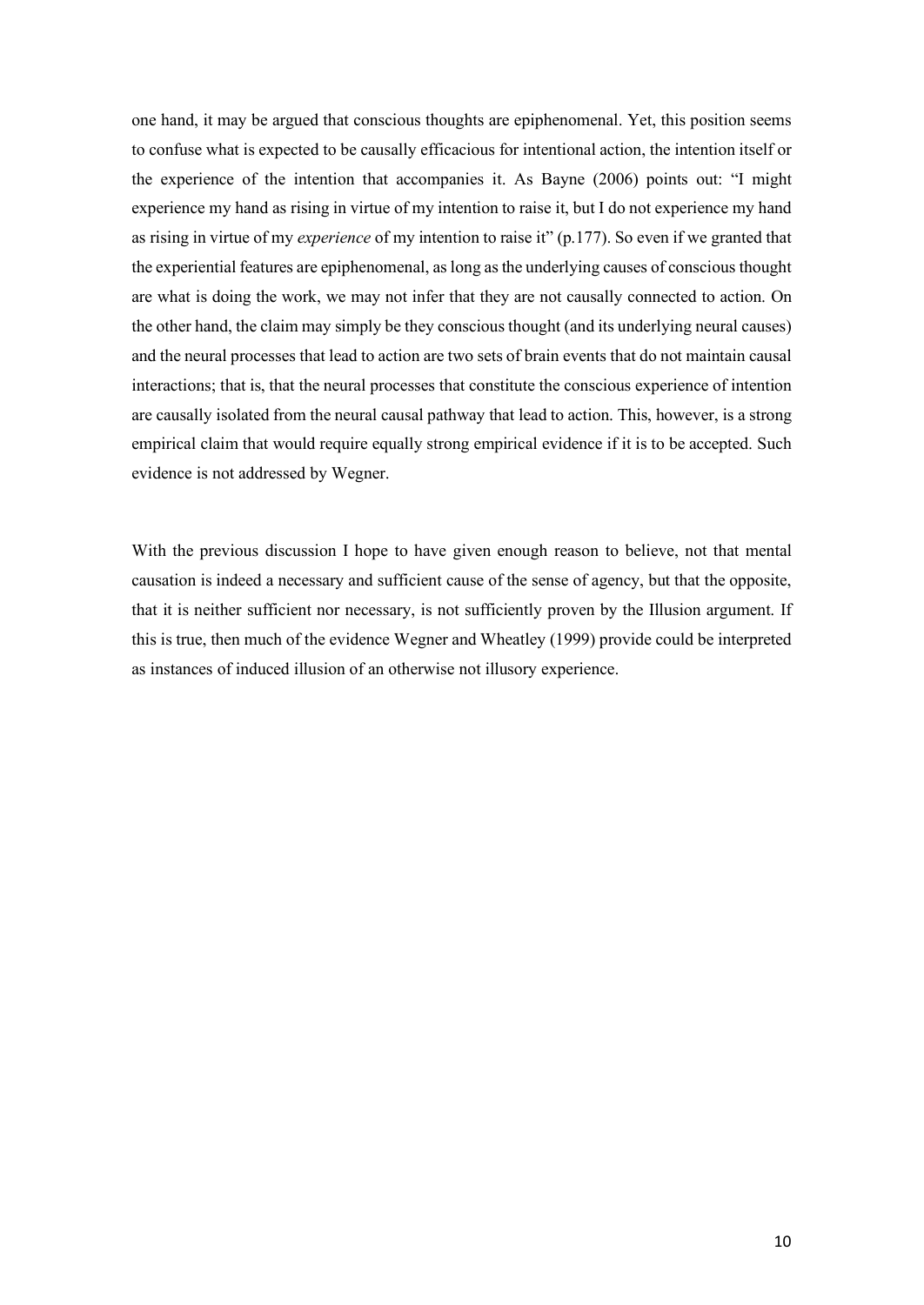one hand, it may be argued that conscious thoughts are epiphenomenal. Yet, this position seems to confuse what is expected to be causally efficacious for intentional action, the intention itself or the experience of the intention that accompanies it. As Bayne (2006) points out: "I might experience my hand as rising in virtue of my intention to raise it, but I do not experience my hand as rising in virtue of my *experience* of my intention to raise it" (p.177). So even if we granted that the experiential features are epiphenomenal, as long as the underlying causes of conscious thought are what is doing the work, we may not infer that they are not causally connected to action. On the other hand, the claim may simply be they conscious thought (and its underlying neural causes) and the neural processes that lead to action are two sets of brain events that do not maintain causal interactions; that is, that the neural processes that constitute the conscious experience of intention are causally isolated from the neural causal pathway that lead to action. This, however, is a strong empirical claim that would require equally strong empirical evidence if it is to be accepted. Such evidence is not addressed by Wegner.

With the previous discussion I hope to have given enough reason to believe, not that mental causation is indeed a necessary and sufficient cause of the sense of agency, but that the opposite, that it is neither sufficient nor necessary, is not sufficiently proven by the Illusion argument. If this is true, then much of the evidence Wegner and Wheatley (1999) provide could be interpreted as instances of induced illusion of an otherwise not illusory experience.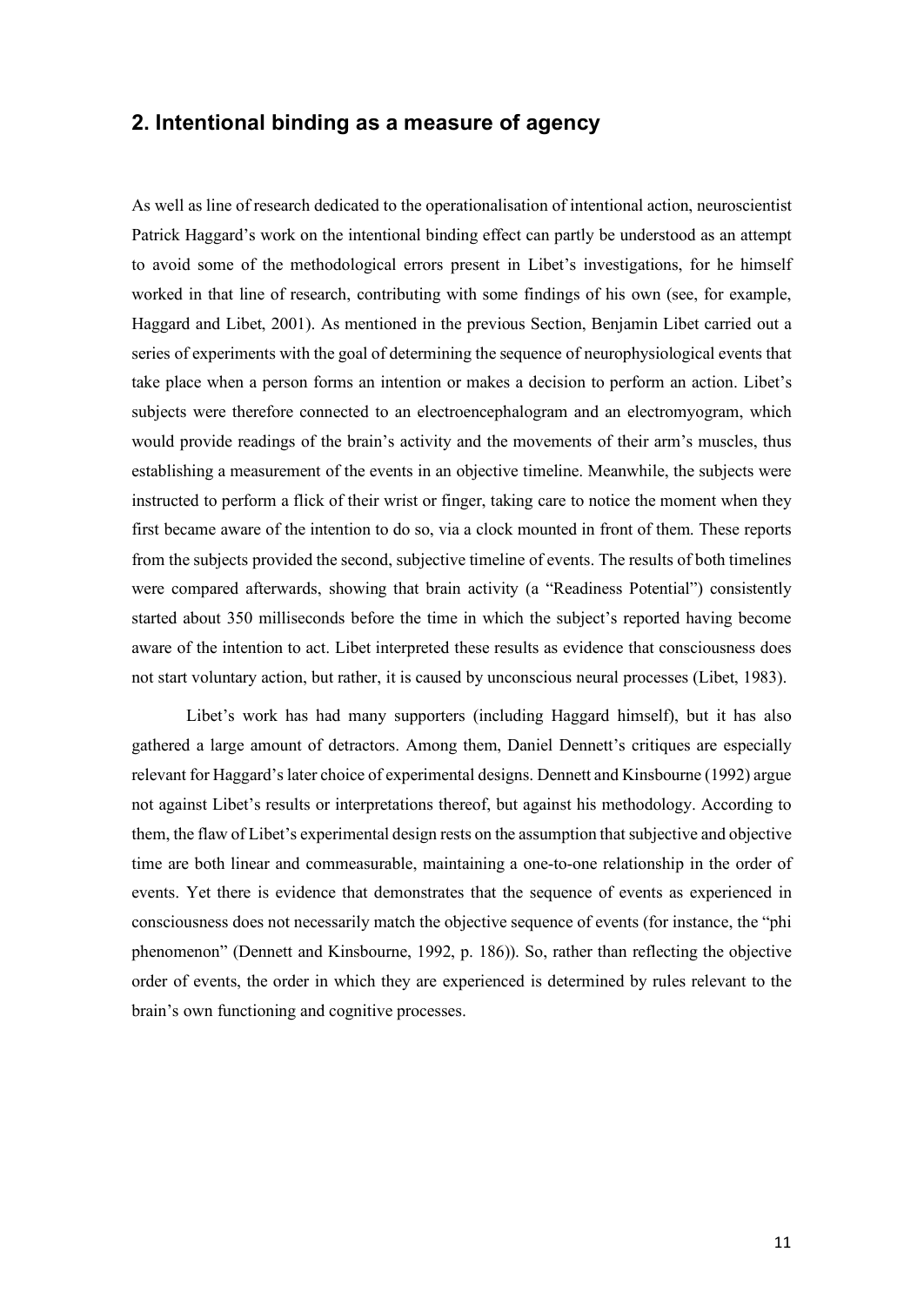## 2. Intentional binding as a measure of agency

As well as line of research dedicated to the operationalisation of intentional action, neuroscientist Patrick Haggard's work on the intentional binding effect can partly be understood as an attempt to avoid some of the methodological errors present in Libet's investigations, for he himself worked in that line of research, contributing with some findings of his own (see, for example, Haggard and Libet, 2001). As mentioned in the previous Section, Benjamin Libet carried out a series of experiments with the goal of determining the sequence of neurophysiological events that take place when a person forms an intention or makes a decision to perform an action. Libet's subjects were therefore connected to an electroencephalogram and an electromyogram, which would provide readings of the brain's activity and the movements of their arm's muscles, thus establishing a measurement of the events in an objective timeline. Meanwhile, the subjects were instructed to perform a flick of their wrist or finger, taking care to notice the moment when they first became aware of the intention to do so, via a clock mounted in front of them. These reports from the subjects provided the second, subjective timeline of events. The results of both timelines were compared afterwards, showing that brain activity (a "Readiness Potential") consistently started about 350 milliseconds before the time in which the subject's reported having become aware of the intention to act. Libet interpreted these results as evidence that consciousness does not start voluntary action, but rather, it is caused by unconscious neural processes (Libet, 1983).

Libet's work has had many supporters (including Haggard himself), but it has also gathered a large amount of detractors. Among them, Daniel Dennett's critiques are especially relevant for Haggard's later choice of experimental designs. Dennett and Kinsbourne (1992) argue not against Libet's results or interpretations thereof, but against his methodology. According to them, the flaw of Libet's experimental design rests on the assumption that subjective and objective time are both linear and commeasurable, maintaining a one-to-one relationship in the order of events. Yet there is evidence that demonstrates that the sequence of events as experienced in consciousness does not necessarily match the objective sequence of events (for instance, the "phi phenomenon" (Dennett and Kinsbourne, 1992, p. 186)). So, rather than reflecting the objective order of events, the order in which they are experienced is determined by rules relevant to the brain's own functioning and cognitive processes.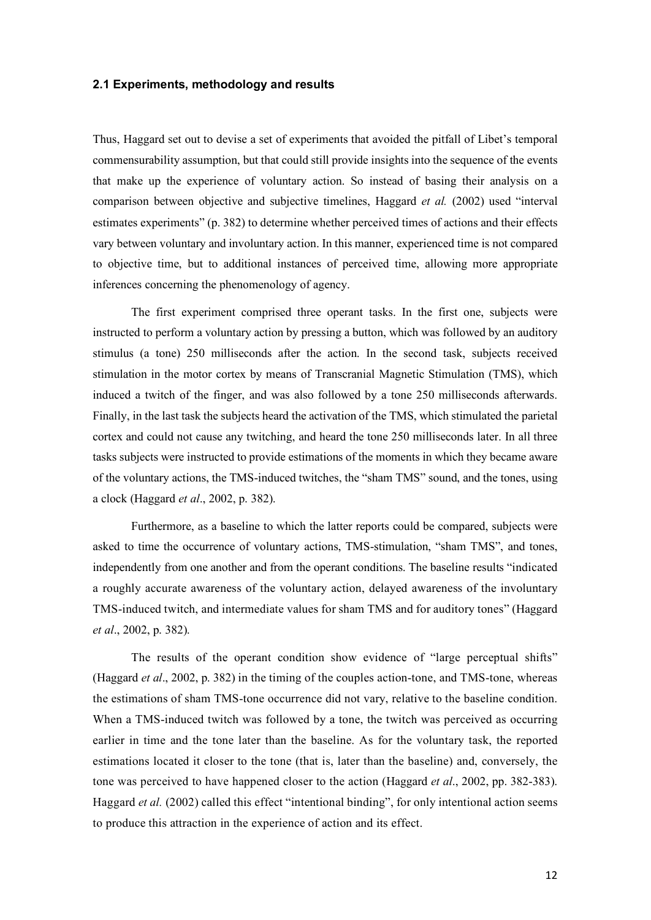### 2.1 Experiments, methodology and results

Thus, Haggard set out to devise a set of experiments that avoided the pitfall of Libet's temporal commensurability assumption, but that could still provide insights into the sequence of the events that make up the experience of voluntary action. So instead of basing their analysis on a comparison between objective and subjective timelines, Haggard *et al.* (2002) used "interval estimates experiments" (p. 382) to determine whether perceived times of actions and their effects vary between voluntary and involuntary action. In this manner, experienced time is not compared to objective time, but to additional instances of perceived time, allowing more appropriate inferences concerning the phenomenology of agency.

The first experiment comprised three operant tasks. In the first one, subjects were instructed to perform a voluntary action by pressing a button, which was followed by an auditory stimulus (a tone) 250 milliseconds after the action. In the second task, subjects received stimulation in the motor cortex by means of Transcranial Magnetic Stimulation (TMS), which induced a twitch of the finger, and was also followed by a tone 250 milliseconds afterwards. Finally, in the last task the subjects heard the activation of the TMS, which stimulated the parietal cortex and could not cause any twitching, and heard the tone 250 milliseconds later. In all three tasks subjects were instructed to provide estimations of the moments in which they became aware of the voluntary actions, the TMS-induced twitches, the "sham TMS" sound, and the tones, using a clock (Haggard *et al*., 2002, p. 382).

Furthermore, as a baseline to which the latter reports could be compared, subjects were asked to time the occurrence of voluntary actions, TMS-stimulation, "sham TMS", and tones, independently from one another and from the operant conditions. The baseline results "indicated a roughly accurate awareness of the voluntary action, delayed awareness of the involuntary TMS-induced twitch, and intermediate values for sham TMS and for auditory tones" (Haggard *et al*., 2002, p. 382).

The results of the operant condition show evidence of "large perceptual shifts" (Haggard *et al*., 2002, p. 382) in the timing of the couples action-tone, and TMS-tone, whereas the estimations of sham TMS-tone occurrence did not vary, relative to the baseline condition. When a TMS-induced twitch was followed by a tone, the twitch was perceived as occurring earlier in time and the tone later than the baseline. As for the voluntary task, the reported estimations located it closer to the tone (that is, later than the baseline) and, conversely, the tone was perceived to have happened closer to the action (Haggard *et al*., 2002, pp. 382-383). Haggard *et al.* (2002) called this effect "intentional binding", for only intentional action seems to produce this attraction in the experience of action and its effect.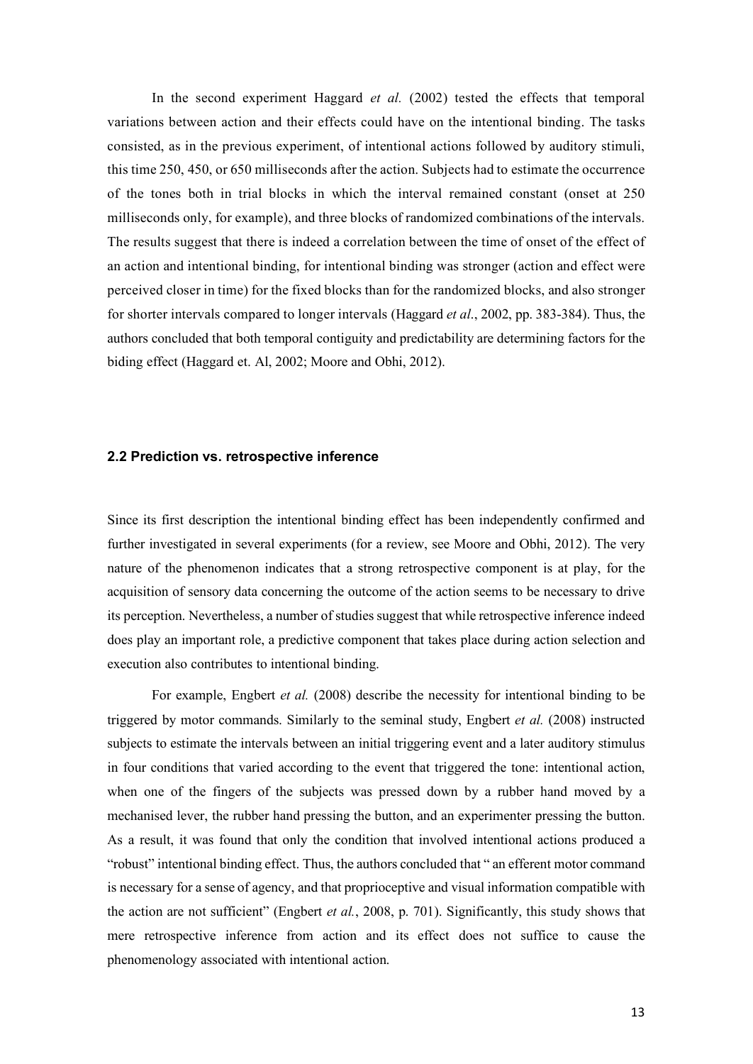In the second experiment Haggard *et al.* (2002) tested the effects that temporal variations between action and their effects could have on the intentional binding. The tasks consisted, as in the previous experiment, of intentional actions followed by auditory stimuli, this time 250, 450, or 650 milliseconds after the action. Subjects had to estimate the occurrence of the tones both in trial blocks in which the interval remained constant (onset at 250 milliseconds only, for example), and three blocks of randomized combinations of the intervals. The results suggest that there is indeed a correlation between the time of onset of the effect of an action and intentional binding, for intentional binding was stronger (action and effect were perceived closer in time) for the fixed blocks than for the randomized blocks, and also stronger for shorter intervals compared to longer intervals (Haggard *et al.*, 2002, pp. 383-384). Thus, the authors concluded that both temporal contiguity and predictability are determining factors for the biding effect (Haggard et. Al, 2002; Moore and Obhi, 2012).

### 2.2 Prediction vs. retrospective inference

Since its first description the intentional binding effect has been independently confirmed and further investigated in several experiments (for a review, see Moore and Obhi, 2012). The very nature of the phenomenon indicates that a strong retrospective component is at play, for the acquisition of sensory data concerning the outcome of the action seems to be necessary to drive its perception. Nevertheless, a number of studies suggest that while retrospective inference indeed does play an important role, a predictive component that takes place during action selection and execution also contributes to intentional binding.

For example, Engbert *et al.* (2008) describe the necessity for intentional binding to be triggered by motor commands. Similarly to the seminal study, Engbert *et al.* (2008) instructed subjects to estimate the intervals between an initial triggering event and a later auditory stimulus in four conditions that varied according to the event that triggered the tone: intentional action, when one of the fingers of the subjects was pressed down by a rubber hand moved by a mechanised lever, the rubber hand pressing the button, and an experimenter pressing the button. As a result, it was found that only the condition that involved intentional actions produced a "robust" intentional binding effect. Thus, the authors concluded that " an efferent motor command is necessary for a sense of agency, and that proprioceptive and visual information compatible with the action are not sufficient" (Engbert *et al.*, 2008, p. 701). Significantly, this study shows that mere retrospective inference from action and its effect does not suffice to cause the phenomenology associated with intentional action.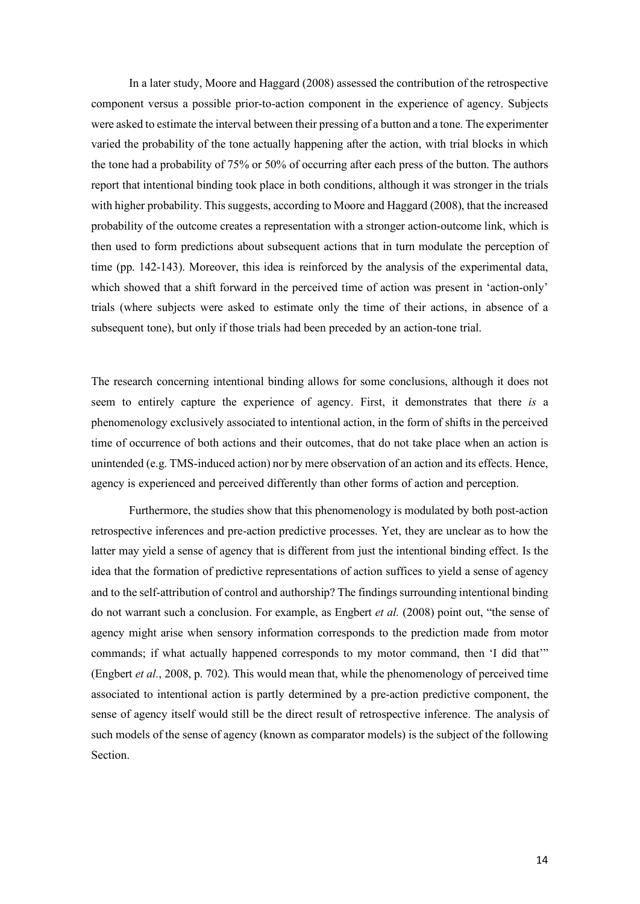In a later study, Moore and Haggard (2008) assessed the contribution of the retrospective component versus a possible prior-to-action component in the experience of agency. Subjects were asked to estimate the interval between their pressing of a button and a tone. The experimenter varied the probability of the tone actually happening after the action, with trial blocks in which the tone had a probability of 75% or 50% of occurring after each press of the button. The authors report that intentional binding took place in both conditions, although it was stronger in the trials with higher probability. This suggests, according to Moore and Haggard (2008), that the increased probability of the outcome creates a representation with a stronger action-outcome link, which is then used to form predictions about subsequent actions that in turn modulate the perception of time (pp. 142-143). Moreover, this idea is reinforced by the analysis of the experimental data, which showed that a shift forward in the perceived time of action was present in 'action-only' trials (where subjects were asked to estimate only the time of their actions, in absence of a subsequent tone), but only if those trials had been preceded by an action-tone trial.

The research concerning intentional binding allows for some conclusions, although it does not seem to entirely capture the experience of agency. First, it demonstrates that there *is* a phenomenology exclusively associated to intentional action, in the form of shifts in the perceived time of occurrence of both actions and their outcomes, that do not take place when an action is unintended (e.g. TMS-induced action) nor by mere observation of an action and its effects. Hence, agency is experienced and perceived differently than other forms of action and perception.

Furthermore, the studies show that this phenomenology is modulated by both post-action retrospective inferences and pre-action predictive processes. Yet, they are unclear as to how the latter may yield a sense of agency that is different from just the intentional binding effect. Is the idea that the formation of predictive representations of action suffices to yield a sense of agency and to the self-attribution of control and authorship? The findings surrounding intentional binding do not warrant such a conclusion. For example, as Engbert *et al.* (2008) point out, "the sense of agency might arise when sensory information corresponds to the prediction made from motor commands; if what actually happened corresponds to my motor command, then 'I did that'" (Engbert *et al.*, 2008, p. 702). This would mean that, while the phenomenology of perceived time associated to intentional action is partly determined by a pre-action predictive component, the sense of agency itself would still be the direct result of retrospective inference. The analysis of such models of the sense of agency (known as comparator models) is the subject of the following Section.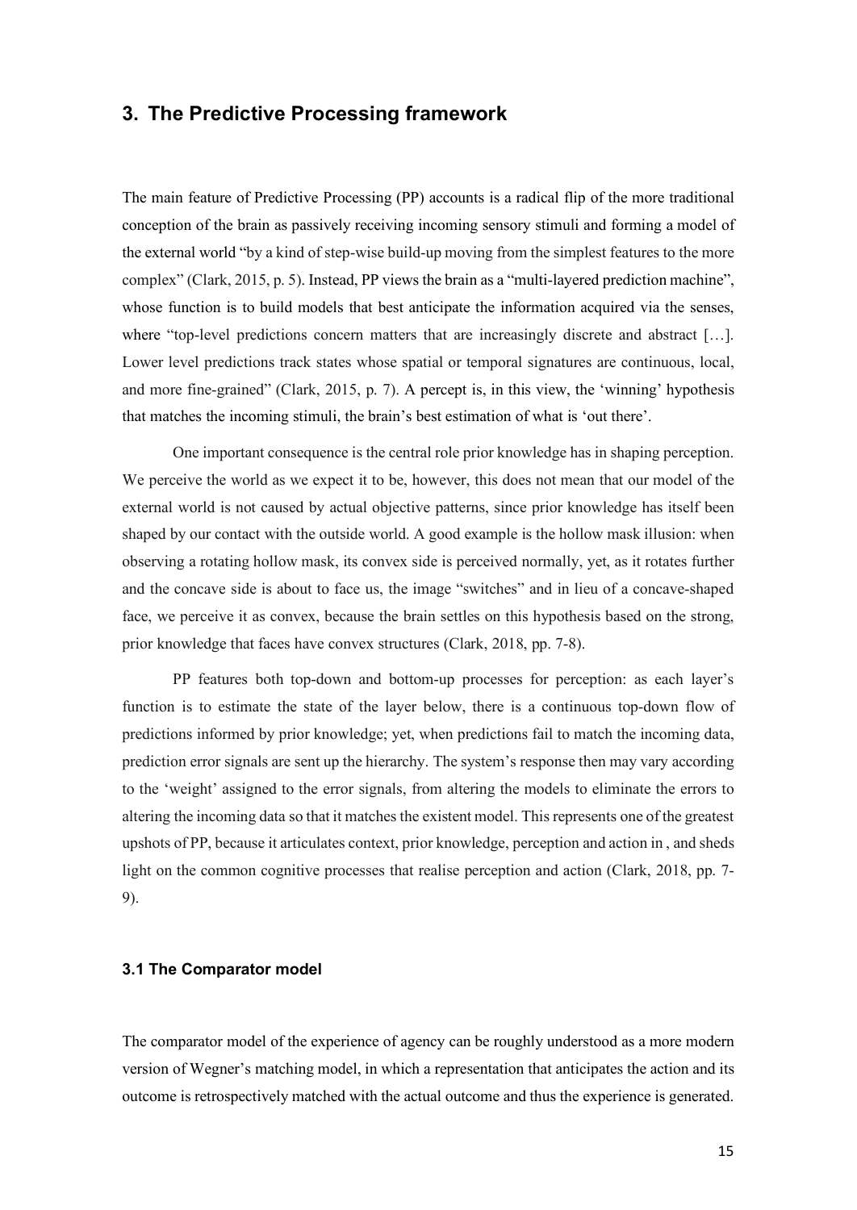## 3. The Predictive Processing framework

The main feature of Predictive Processing (PP) accounts is a radical flip of the more traditional conception of the brain as passively receiving incoming sensory stimuli and forming a model of the external world "by a kind of step-wise build-up moving from the simplest features to the more complex" (Clark, 2015, p. 5). Instead, PP views the brain as a "multi-layered prediction machine", whose function is to build models that best anticipate the information acquired via the senses, where "top-level predictions concern matters that are increasingly discrete and abstract […]. Lower level predictions track states whose spatial or temporal signatures are continuous, local, and more fine-grained" (Clark, 2015, p. 7). A percept is, in this view, the 'winning' hypothesis that matches the incoming stimuli, the brain's best estimation of what is 'out there'.

One important consequence is the central role prior knowledge has in shaping perception. We perceive the world as we expect it to be, however, this does not mean that our model of the external world is not caused by actual objective patterns, since prior knowledge has itself been shaped by our contact with the outside world. A good example is the hollow mask illusion: when observing a rotating hollow mask, its convex side is perceived normally, yet, as it rotates further and the concave side is about to face us, the image "switches" and in lieu of a concave-shaped face, we perceive it as convex, because the brain settles on this hypothesis based on the strong, prior knowledge that faces have convex structures (Clark, 2018, pp. 7-8).

PP features both top-down and bottom-up processes for perception: as each layer's function is to estimate the state of the layer below, there is a continuous top-down flow of predictions informed by prior knowledge; yet, when predictions fail to match the incoming data, prediction error signals are sent up the hierarchy. The system's response then may vary according to the 'weight' assigned to the error signals, from altering the models to eliminate the errors to altering the incoming data so that it matches the existent model. This represents one of the greatest upshots of PP, because it articulates context, prior knowledge, perception and action in , and sheds light on the common cognitive processes that realise perception and action (Clark, 2018, pp. 7-9).

### 3.1 The Comparator model

The comparator model of the experience of agency can be roughly understood as a more modern version of Wegner's matching model, in which a representation that anticipates the action and its outcome is retrospectively matched with the actual outcome and thus the experience is generated.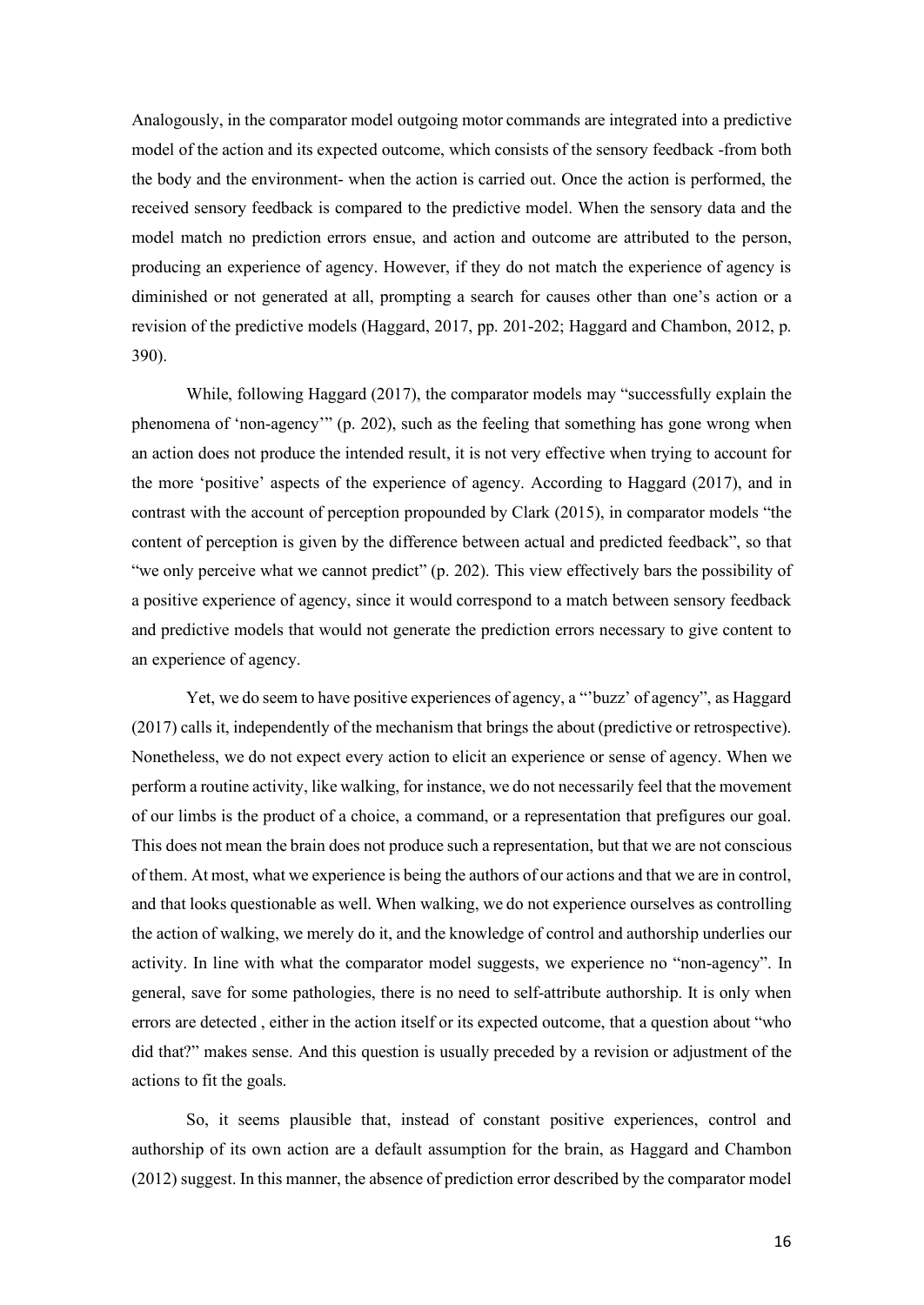Analogously, in the comparator model outgoing motor commands are integrated into a predictive model of the action and its expected outcome, which consists of the sensory feedback -from both the body and the environment- when the action is carried out. Once the action is performed, the received sensory feedback is compared to the predictive model. When the sensory data and the model match no prediction errors ensue, and action and outcome are attributed to the person, producing an experience of agency. However, if they do not match the experience of agency is diminished or not generated at all, prompting a search for causes other than one's action or a revision of the predictive models (Haggard, 2017, pp. 201-202; Haggard and Chambon, 2012, p. 390).

While, following Haggard (2017), the comparator models may "successfully explain the phenomena of 'non-agency'" (p. 202), such as the feeling that something has gone wrong when an action does not produce the intended result, it is not very effective when trying to account for the more 'positive' aspects of the experience of agency. According to Haggard (2017), and in contrast with the account of perception propounded by Clark (2015), in comparator models "the content of perception is given by the difference between actual and predicted feedback", so that "we only perceive what we cannot predict" (p. 202). This view effectively bars the possibility of a positive experience of agency, since it would correspond to a match between sensory feedback and predictive models that would not generate the prediction errors necessary to give content to an experience of agency.

Yet, we do seem to have positive experiences of agency, a "'buzz' of agency", as Haggard (2017) calls it, independently of the mechanism that brings the about (predictive or retrospective). Nonetheless, we do not expect every action to elicit an experience or sense of agency. When we perform a routine activity, like walking, for instance, we do not necessarily feel that the movement of our limbs is the product of a choice, a command, or a representation that prefigures our goal. This does not mean the brain does not produce such a representation, but that we are not conscious of them. At most, what we experience is being the authors of our actions and that we are in control, and that looks questionable as well. When walking, we do not experience ourselves as controlling the action of walking, we merely do it, and the knowledge of control and authorship underlies our activity. In line with what the comparator model suggests, we experience no "non-agency". In general, save for some pathologies, there is no need to self-attribute authorship. It is only when errors are detected , either in the action itself or its expected outcome, that a question about "who did that?" makes sense. And this question is usually preceded by a revision or adjustment of the actions to fit the goals.

So, it seems plausible that, instead of constant positive experiences, control and authorship of its own action are a default assumption for the brain, as Haggard and Chambon (2012) suggest. In this manner, the absence of prediction error described by the comparator model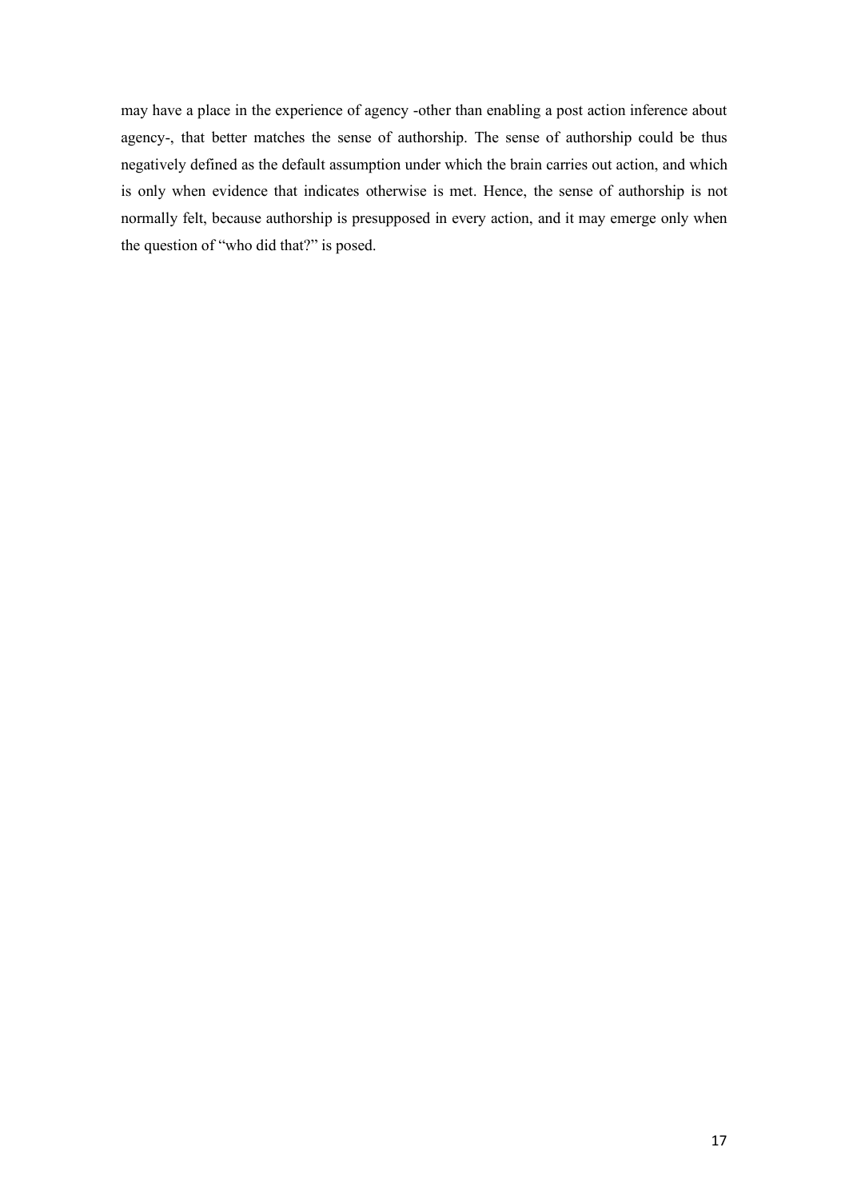may have a place in the experience of agency -other than enabling a post action inference about agency-, that better matches the sense of authorship. The sense of authorship could be thus negatively defined as the default assumption under which the brain carries out action, and which is only when evidence that indicates otherwise is met. Hence, the sense of authorship is not normally felt, because authorship is presupposed in every action, and it may emerge only when the question of "who did that?" is posed.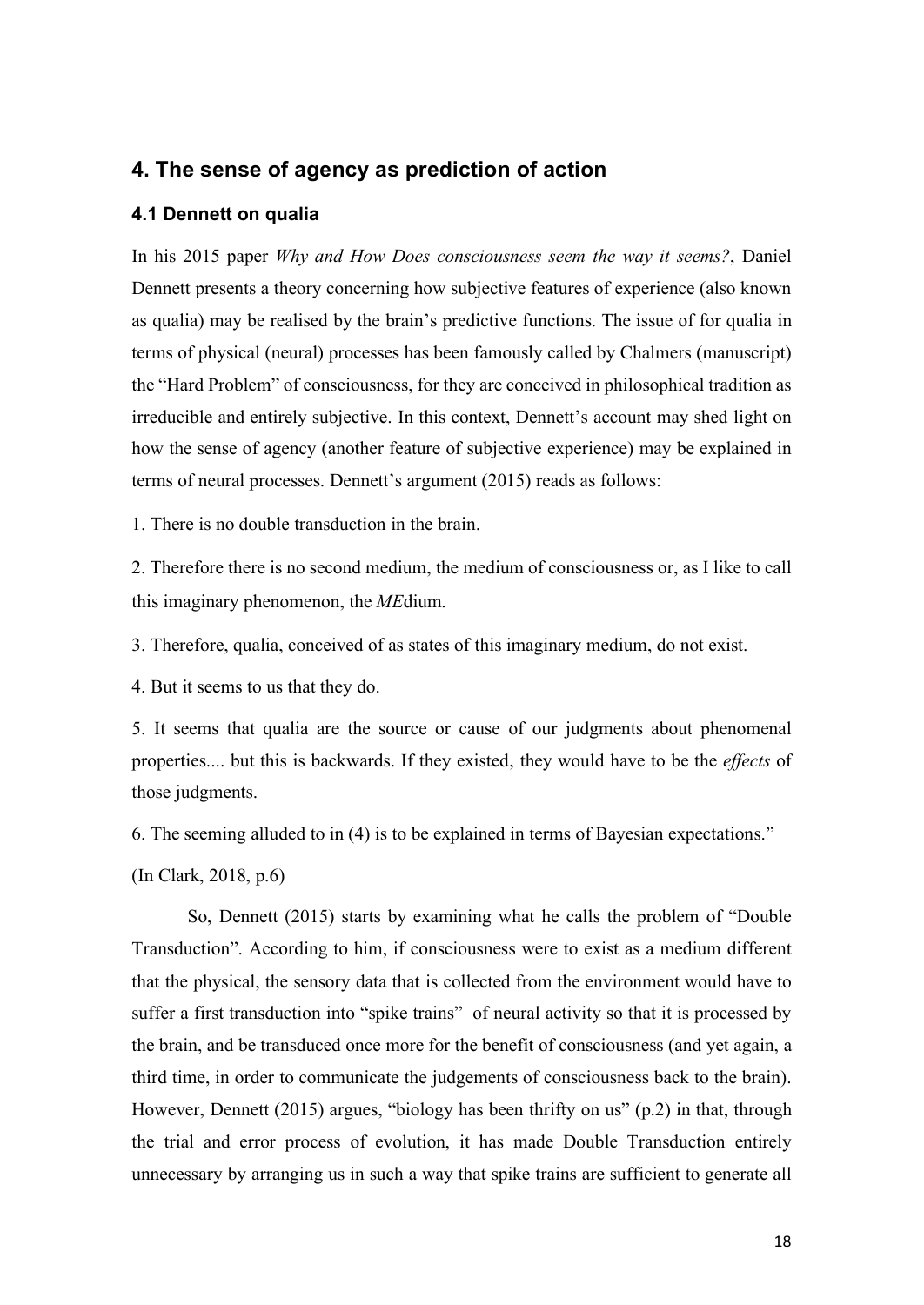## 4. The sense of agency as prediction of action

### 4.1 Dennett on qualia

In his 2015 paper *Why and How Does consciousness seem the way it seems?*, Daniel Dennett presents a theory concerning how subjective features of experience (also known as qualia) may be realised by the brain's predictive functions. The issue of for qualia in terms of physical (neural) processes has been famously called by Chalmers (manuscript) the "Hard Problem" of consciousness, for they are conceived in philosophical tradition as irreducible and entirely subjective. In this context, Dennett's account may shed light on how the sense of agency (another feature of subjective experience) may be explained in terms of neural processes. Dennett's argument (2015) reads as follows:

1. There is no double transduction in the brain.

2. Therefore there is no second medium, the medium of consciousness or, as I like to call this imaginary phenomenon, the *ME*dium.

3. Therefore, qualia, conceived of as states of this imaginary medium, do not exist.

4. But it seems to us that they do.

5. It seems that qualia are the source or cause of our judgments about phenomenal properties.... but this is backwards. If they existed, they would have to be the *effects* of those judgments.

6. The seeming alluded to in (4) is to be explained in terms of Bayesian expectations."

(In Clark, 2018, p.6)

So, Dennett (2015) starts by examining what he calls the problem of "Double Transduction". According to him, if consciousness were to exist as a medium different that the physical, the sensory data that is collected from the environment would have to suffer a first transduction into "spike trains" of neural activity so that it is processed by the brain, and be transduced once more for the benefit of consciousness (and yet again, a third time, in order to communicate the judgements of consciousness back to the brain). However, Dennett (2015) argues, "biology has been thrifty on us" (p.2) in that, through the trial and error process of evolution, it has made Double Transduction entirely unnecessary by arranging us in such a way that spike trains are sufficient to generate all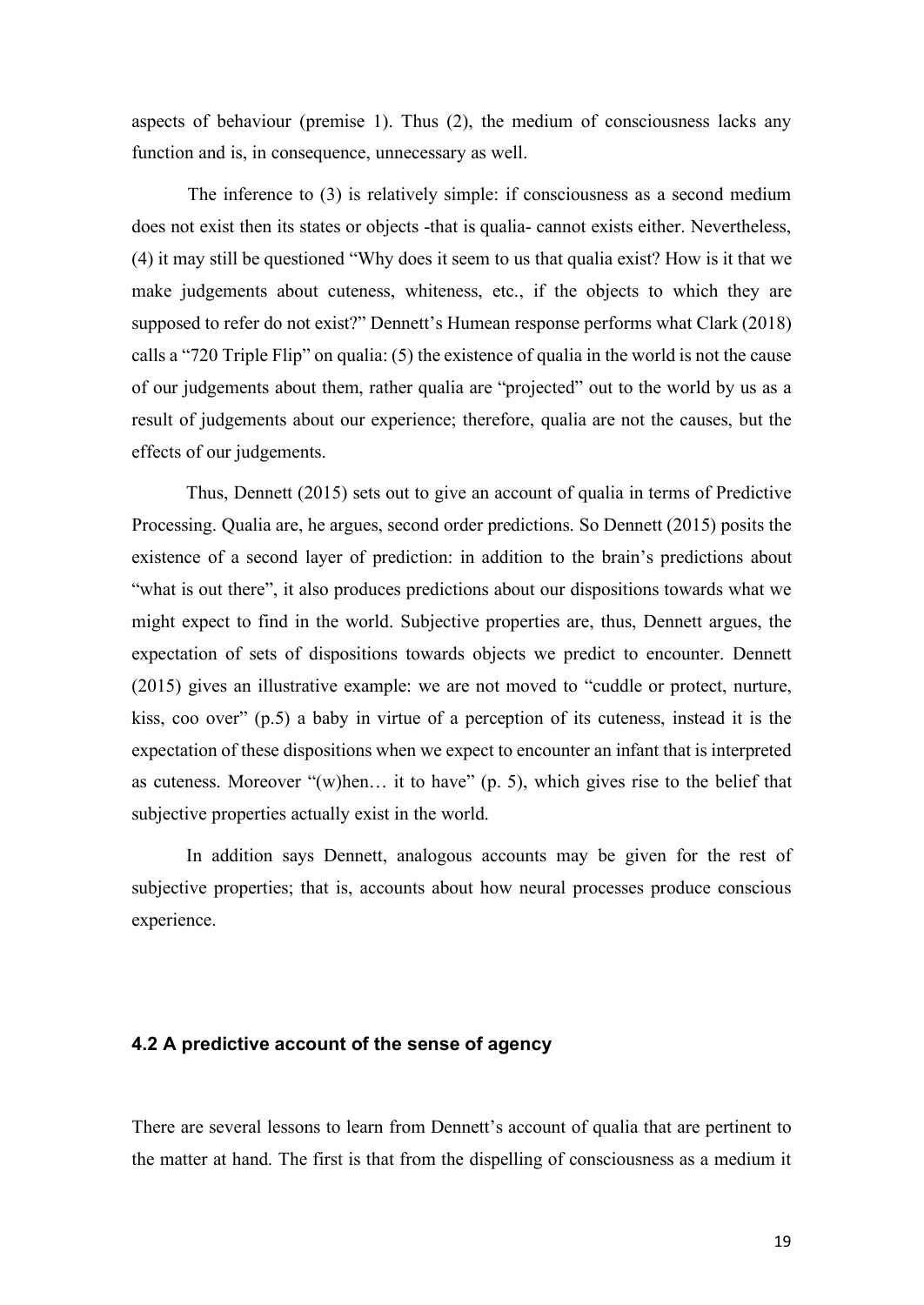aspects of behaviour (premise 1). Thus (2), the medium of consciousness lacks any function and is, in consequence, unnecessary as well.

The inference to (3) is relatively simple: if consciousness as a second medium does not exist then its states or objects -that is qualia- cannot exists either. Nevertheless, (4) it may still be questioned "Why does it seem to us that qualia exist? How is it that we make judgements about cuteness, whiteness, etc., if the objects to which they are supposed to refer do not exist?" Dennett's Humean response performs what Clark (2018) calls a "720 Triple Flip" on qualia: (5) the existence of qualia in the world is not the cause of our judgements about them, rather qualia are "projected" out to the world by us as a result of judgements about our experience; therefore, qualia are not the causes, but the effects of our judgements.

Thus, Dennett (2015) sets out to give an account of qualia in terms of Predictive Processing. Qualia are, he argues, second order predictions. So Dennett (2015) posits the existence of a second layer of prediction: in addition to the brain's predictions about "what is out there", it also produces predictions about our dispositions towards what we might expect to find in the world. Subjective properties are, thus, Dennett argues, the expectation of sets of dispositions towards objects we predict to encounter. Dennett (2015) gives an illustrative example: we are not moved to "cuddle or protect, nurture, kiss, coo over" (p.5) a baby in virtue of a perception of its cuteness, instead it is the expectation of these dispositions when we expect to encounter an infant that is interpreted as cuteness. Moreover "(w)hen… it to have" (p. 5), which gives rise to the belief that subjective properties actually exist in the world.

In addition says Dennett, analogous accounts may be given for the rest of subjective properties; that is, accounts about how neural processes produce conscious experience.

### 4.2 A predictive account of the sense of agency

There are several lessons to learn from Dennett's account of qualia that are pertinent to the matter at hand. The first is that from the dispelling of consciousness as a medium it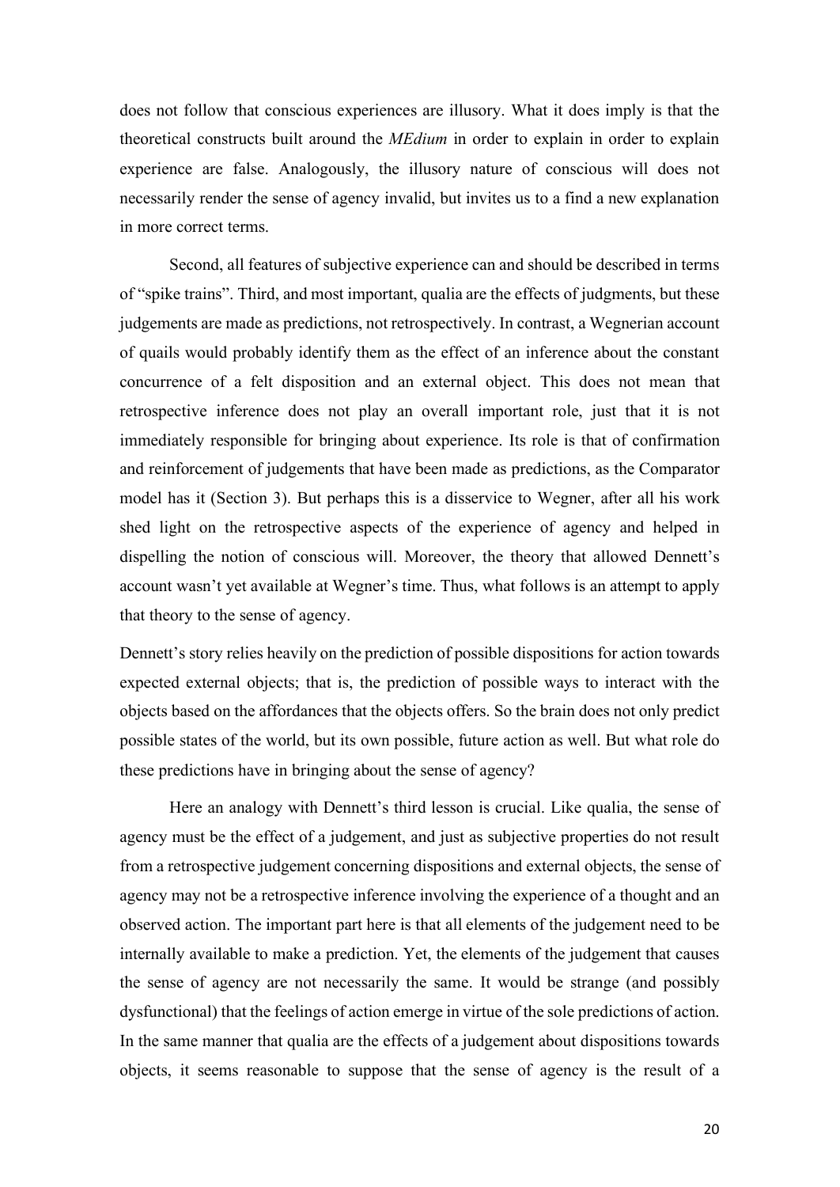does not follow that conscious experiences are illusory. What it does imply is that the theoretical constructs built around the *MEdium* in order to explain in order to explain experience are false. Analogously, the illusory nature of conscious will does not necessarily render the sense of agency invalid, but invites us to a find a new explanation in more correct terms.

Second, all features of subjective experience can and should be described in terms of "spike trains". Third, and most important, qualia are the effects of judgments, but these judgements are made as predictions, not retrospectively. In contrast, a Wegnerian account of quails would probably identify them as the effect of an inference about the constant concurrence of a felt disposition and an external object. This does not mean that retrospective inference does not play an overall important role, just that it is not immediately responsible for bringing about experience. Its role is that of confirmation and reinforcement of judgements that have been made as predictions, as the Comparator model has it (Section 3). But perhaps this is a disservice to Wegner, after all his work shed light on the retrospective aspects of the experience of agency and helped in dispelling the notion of conscious will. Moreover, the theory that allowed Dennett's account wasn't yet available at Wegner's time. Thus, what follows is an attempt to apply that theory to the sense of agency.

Dennett's story relies heavily on the prediction of possible dispositions for action towards expected external objects; that is, the prediction of possible ways to interact with the objects based on the affordances that the objects offers. So the brain does not only predict possible states of the world, but its own possible, future action as well. But what role do these predictions have in bringing about the sense of agency?

Here an analogy with Dennett's third lesson is crucial. Like qualia, the sense of agency must be the effect of a judgement, and just as subjective properties do not result from a retrospective judgement concerning dispositions and external objects, the sense of agency may not be a retrospective inference involving the experience of a thought and an observed action. The important part here is that all elements of the judgement need to be internally available to make a prediction. Yet, the elements of the judgement that causes the sense of agency are not necessarily the same. It would be strange (and possibly dysfunctional) that the feelings of action emerge in virtue of the sole predictions of action. In the same manner that qualia are the effects of a judgement about dispositions towards objects, it seems reasonable to suppose that the sense of agency is the result of a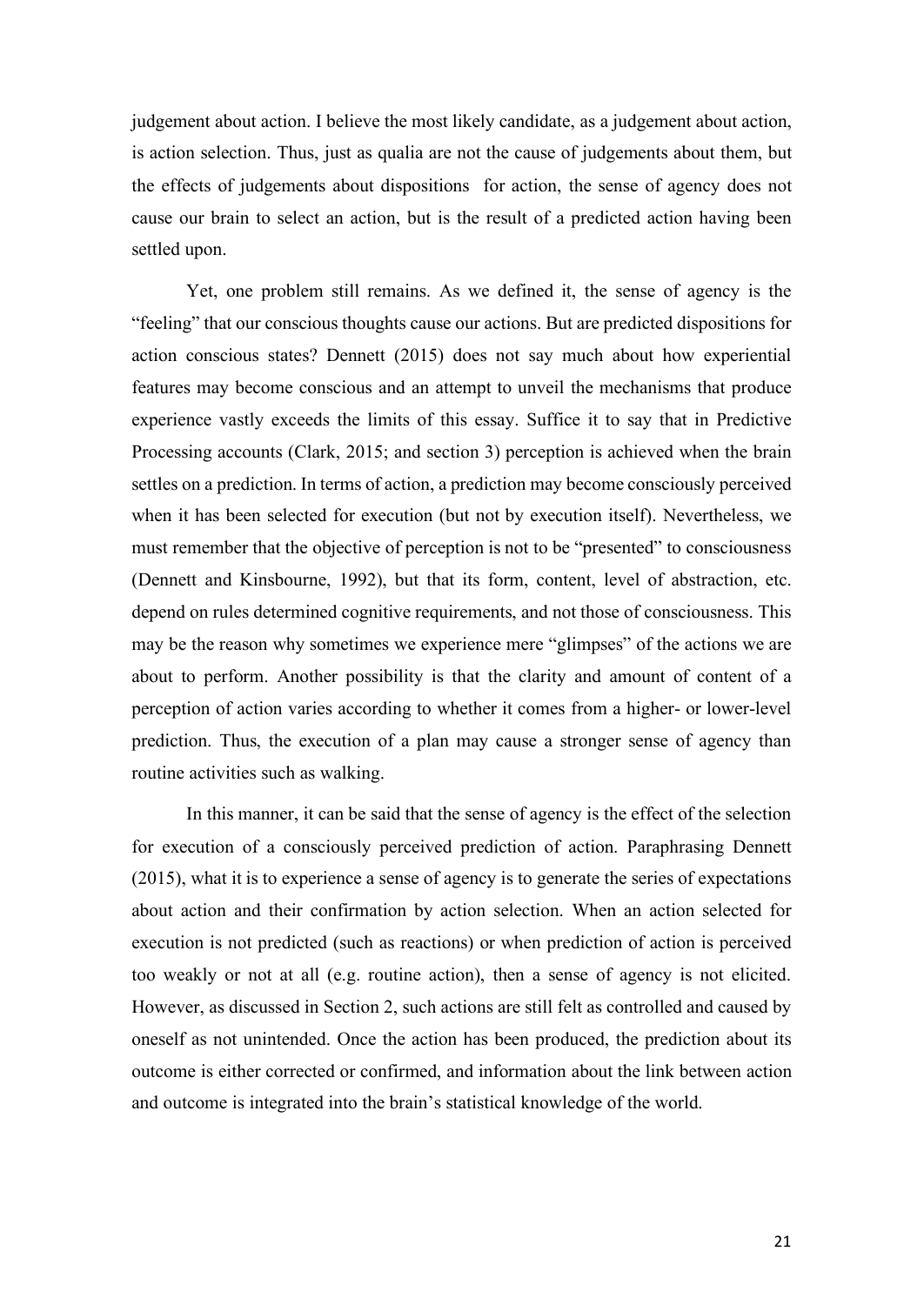judgement about action. I believe the most likely candidate, as a judgement about action, is action selection. Thus, just as qualia are not the cause of judgements about them, but the effects of judgements about dispositions for action, the sense of agency does not cause our brain to select an action, but is the result of a predicted action having been settled upon.

Yet, one problem still remains. As we defined it, the sense of agency is the "feeling" that our conscious thoughts cause our actions. But are predicted dispositions for action conscious states? Dennett (2015) does not say much about how experiential features may become conscious and an attempt to unveil the mechanisms that produce experience vastly exceeds the limits of this essay. Suffice it to say that in Predictive Processing accounts (Clark, 2015; and section 3) perception is achieved when the brain settles on a prediction. In terms of action, a prediction may become consciously perceived when it has been selected for execution (but not by execution itself). Nevertheless, we must remember that the objective of perception is not to be "presented" to consciousness (Dennett and Kinsbourne, 1992), but that its form, content, level of abstraction, etc. depend on rules determined cognitive requirements, and not those of consciousness. This may be the reason why sometimes we experience mere "glimpses" of the actions we are about to perform. Another possibility is that the clarity and amount of content of a perception of action varies according to whether it comes from a higher- or lower-level prediction. Thus, the execution of a plan may cause a stronger sense of agency than routine activities such as walking.

In this manner, it can be said that the sense of agency is the effect of the selection for execution of a consciously perceived prediction of action. Paraphrasing Dennett (2015), what it is to experience a sense of agency is to generate the series of expectations about action and their confirmation by action selection. When an action selected for execution is not predicted (such as reactions) or when prediction of action is perceived too weakly or not at all (e.g. routine action), then a sense of agency is not elicited. However, as discussed in Section 2, such actions are still felt as controlled and caused by oneself as not unintended. Once the action has been produced, the prediction about its outcome is either corrected or confirmed, and information about the link between action and outcome is integrated into the brain's statistical knowledge of the world.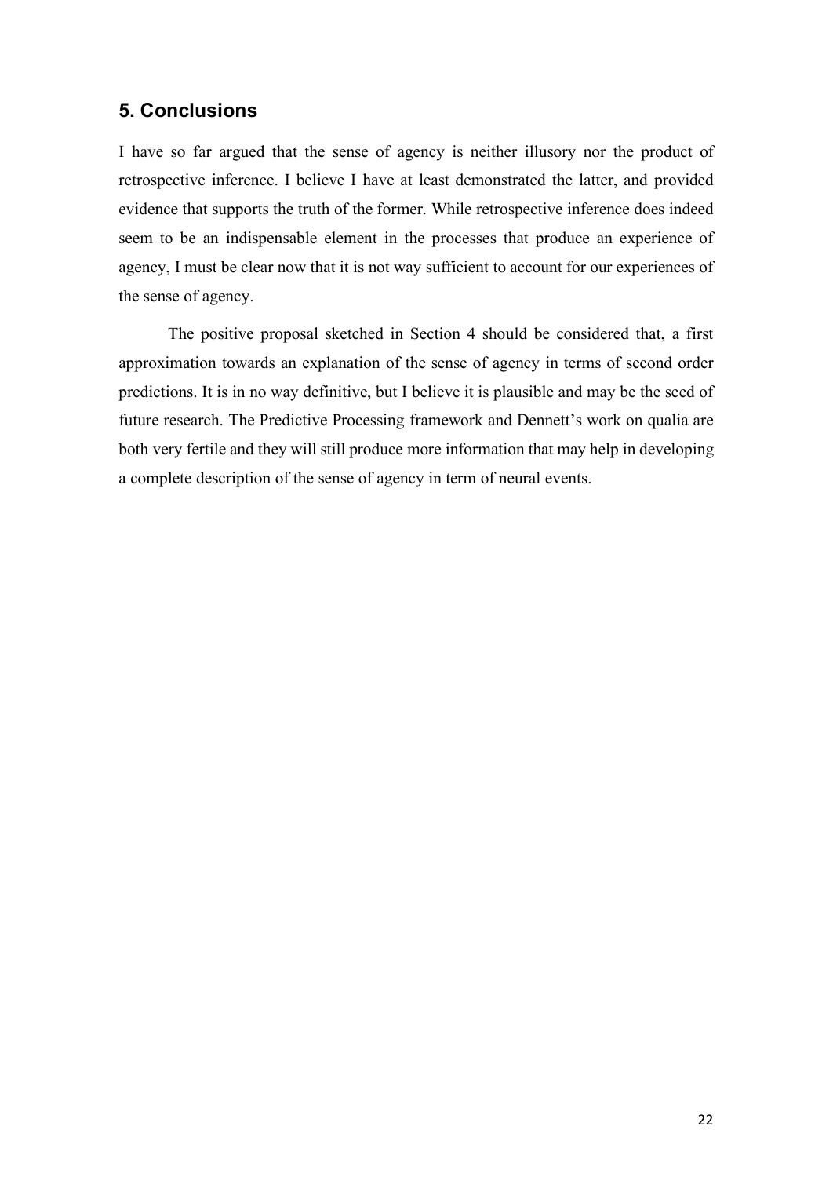## 5. Conclusions

I have so far argued that the sense of agency is neither illusory nor the product of retrospective inference. I believe I have at least demonstrated the latter, and provided evidence that supports the truth of the former. While retrospective inference does indeed seem to be an indispensable element in the processes that produce an experience of agency, I must be clear now that it is not way sufficient to account for our experiences of the sense of agency.

The positive proposal sketched in Section 4 should be considered that, a first approximation towards an explanation of the sense of agency in terms of second order predictions. It is in no way definitive, but I believe it is plausible and may be the seed of future research. The Predictive Processing framework and Dennett's work on qualia are both very fertile and they will still produce more information that may help in developing a complete description of the sense of agency in term of neural events.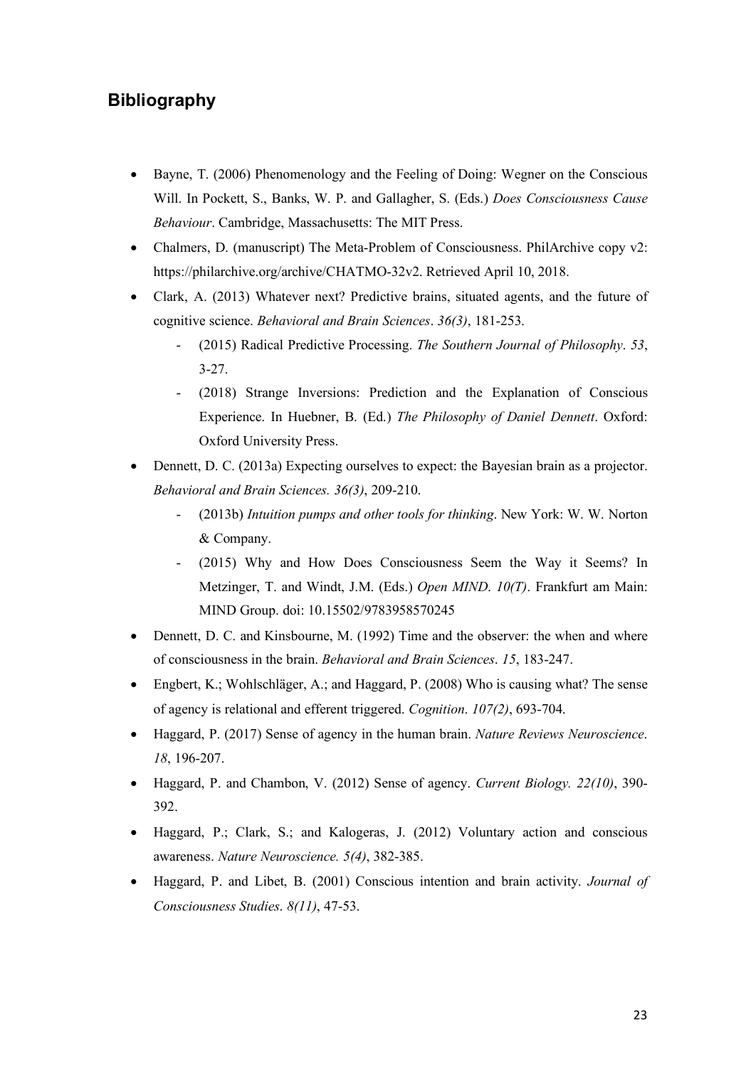## Bibliography

- Bayne, T. (2006) Phenomenology and the Feeling of Doing: Wegner on the Conscious Will. In Pockett, S., Banks, W. P. and Gallagher, S. (Eds.) *Does Consciousness Cause Behaviour*. Cambridge, Massachusetts: The MIT Press.
- Chalmers, D. (manuscript) The Meta-Problem of Consciousness. PhilArchive copy v2: https://philarchive.org/archive/CHATMO-32v2. Retrieved April 10, 2018.
- Clark, A. (2013) Whatever next? Predictive brains, situated agents, and the future of cognitive science. *Behavioral and Brain Sciences*. *36(3)*, 181-253.
    - (2015) Radical Predictive Processing. *The Southern Journal of Philosophy*. *53*, 3-27.
    - (2018) Strange Inversions: Prediction and the Explanation of Conscious Experience. In Huebner, B. (Ed.) *The Philosophy of Daniel Dennett*. Oxford: Oxford University Press.
- Dennett, D. C. (2013a) Expecting ourselves to expect: the Bayesian brain as a projector. *Behavioral and Brain Sciences. 36(3)*, 209-210.
    - (2013b) *Intuition pumps and other tools for thinking*. New York: W. W. Norton & Company.
    - (2015) Why and How Does Consciousness Seem the Way it Seems? In Metzinger, T. and Windt, J.M. (Eds.) *Open MIND. 10(T)*. Frankfurt am Main: MIND Group. doi: 10.15502/9783958570245
- Dennett, D. C. and Kinsbourne, M. (1992) Time and the observer: the when and where of consciousness in the brain. *Behavioral and Brain Sciences*. *15*, 183-247.
- Engbert, K.; Wohlschläger, A.; and Haggard, P. (2008) Who is causing what? The sense of agency is relational and efferent triggered. *Cognition*. *107(2)*, 693-704.
- Haggard, P. (2017) Sense of agency in the human brain. *Nature Reviews Neuroscience*. *18*, 196-207.
- Haggard, P. and Chambon, V. (2012) Sense of agency. *Current Biology. 22(10)*, 390-392.
- Haggard, P.; Clark, S.; and Kalogeras, J. (2012) Voluntary action and conscious awareness. *Nature Neuroscience. 5(4)*, 382-385.
- Haggard, P. and Libet, B. (2001) Conscious intention and brain activity. *Journal of Consciousness Studies*. *8(11)*, 47-53.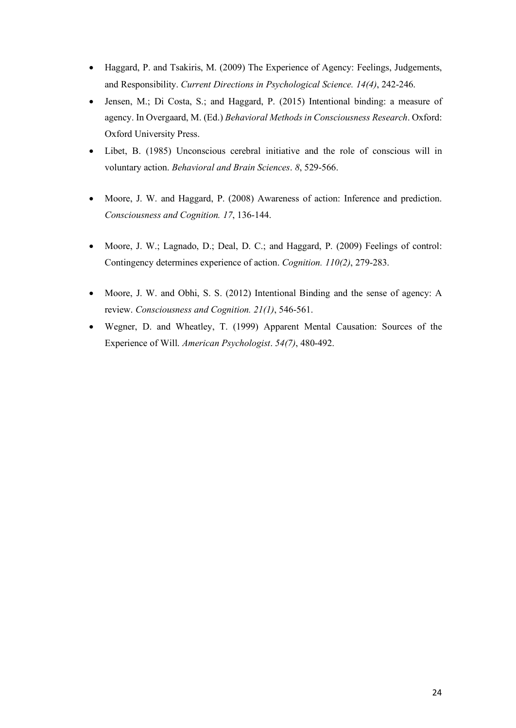- Haggard, P. and Tsakiris, M. (2009) The Experience of Agency: Feelings, Judgements, and Responsibility. *Current Directions in Psychological Science. 14(4)*, 242-246.
- Jensen, M.; Di Costa, S.; and Haggard, P. (2015) Intentional binding: a measure of agency. In Overgaard, M. (Ed.) *Behavioral Methods in Consciousness Research*. Oxford: Oxford University Press.
- Libet, B. (1985) Unconscious cerebral initiative and the role of conscious will in voluntary action. *Behavioral and Brain Sciences*. *8*, 529-566.
- Moore, J. W. and Haggard, P. (2008) Awareness of action: Inference and prediction. *Consciousness and Cognition. 17*, 136-144.
- Moore, J. W.; Lagnado, D.; Deal, D. C.; and Haggard, P. (2009) Feelings of control: Contingency determines experience of action. *Cognition. 110(2)*, 279-283.
- Moore, J. W. and Obhi, S. S. (2012) Intentional Binding and the sense of agency: A review. *Consciousness and Cognition. 21(1)*, 546-561.
- Wegner, D. and Wheatley, T. (1999) Apparent Mental Causation: Sources of the Experience of Will. *American Psychologist*. *54(7)*, 480-492.